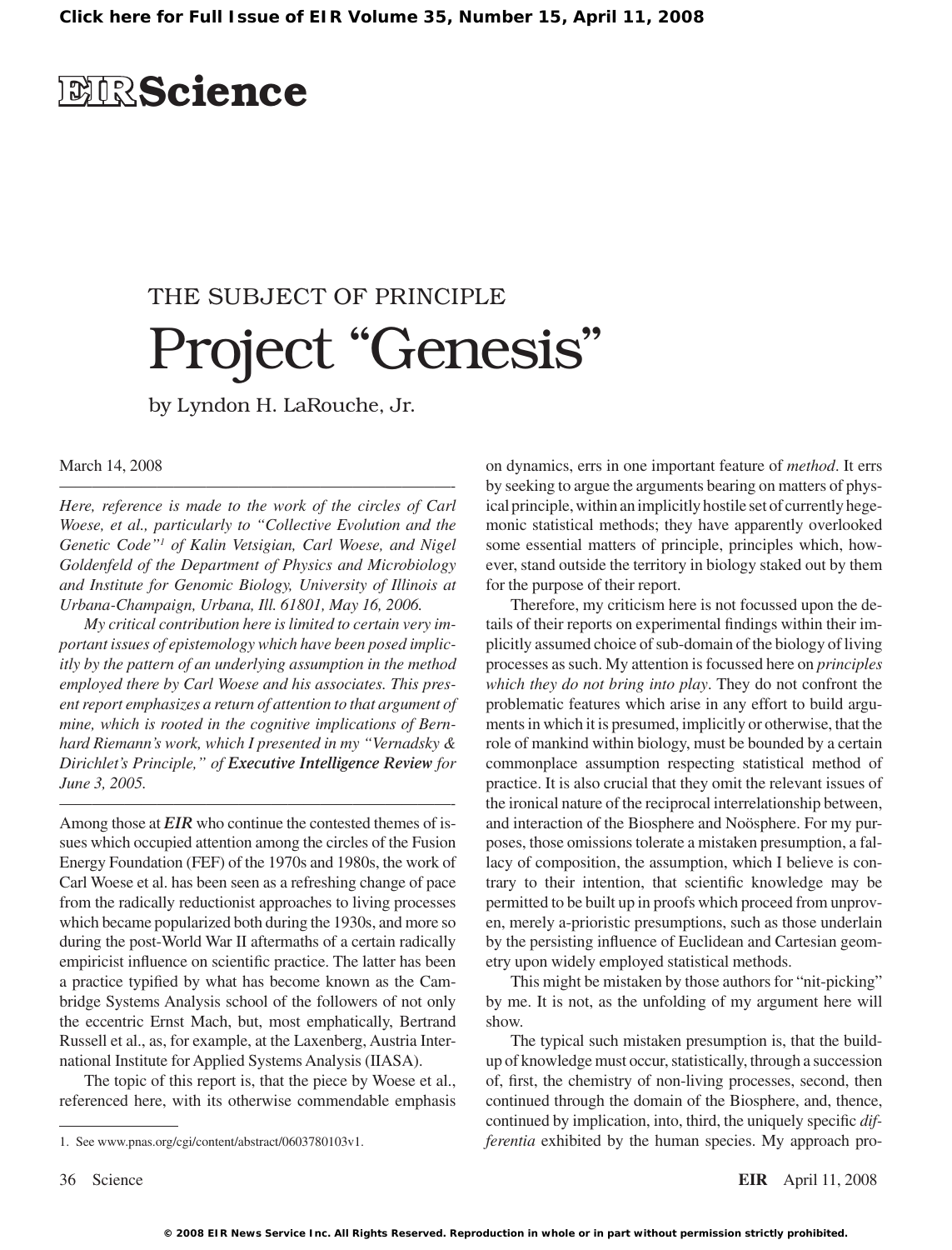# EIR Science

THE SUBJECT OF PRINCIPLE

# Project "Genesis"

by Lyndon H. LaRouche, Jr.

March 14, 2008

*Here, reference is made to the work of the circles of Carl Woese, et al., particularly to "Collective Evolution and the Genetic Code"*[1] *of Kalin Vetsigian, Carl Woese, and Nigel Goldenfeld of the Department of Physics and Microbiology and Institute for Genomic Biology, University of Illinois at Urbana-Champaign, Urbana, Ill. 61801, May 16, 2006.*

*My critical contribution here is limited to certain very important issues of epistemology which have been posed implicitly by the pattern of an underlying assumption in the method employed there by Carl Woese and his associates. This present report emphasizes a return of attention to that argument of mine, which is rooted in the cognitive implications of Bernhard Riemann's work, which I presented in my "Vernadsky & Dirichlet's Principle," of* ***Executive Intelligence Review*** *for June 3, 2005.*

Among those at ***EIR*** who continue the contested themes of issues which occupied attention among the circles of the Fusion Energy Foundation (FEF) of the 1970s and 1980s, the work of Carl Woese et al. has been seen as a refreshing change of pace from the radically reductionist approaches to living processes which became popularized both during the 1930s, and more so during the post-World War II aftermaths of a certain radically empiricist influence on scientific practice. The latter has been a practice typified by what has become known as the Cambridge Systems Analysis school of the followers of not only the eccentric Ernst Mach, but, most emphatically, Bertrand Russell et al., as, for example, at the Laxenberg, Austria International Institute for Applied Systems Analysis (IIASA).

The topic of this report is, that the piece by Woese et al., referenced here, with its otherwise commendable emphasis on dynamics, errs in one important feature of *method*. It errs by seeking to argue the arguments bearing on matters of physical principle, within an implicitly hostile set of currently hegemonic statistical methods; they have apparently overlooked some essential matters of principle, principles which, however, stand outside the territory in biology staked out by them for the purpose of their report.

Therefore, my criticism here is not focussed upon the details of their reports on experimental findings within their implicitly assumed choice of sub-domain of the biology of living processes as such. My attention is focussed here on *principles which they do not bring into play*. They do not confront the problematic features which arise in any effort to build arguments in which it is presumed, implicitly or otherwise, that the role of mankind within biology, must be bounded by a certain commonplace assumption respecting statistical method of practice. It is also crucial that they omit the relevant issues of the ironical nature of the reciprocal interrelationship between, and interaction of the Biosphere and Noösphere. For my purposes, those omissions tolerate a mistaken presumption, a fallacy of composition, the assumption, which I believe is contrary to their intention, that scientific knowledge may be permitted to be built up in proofs which proceed from unproven, merely a-prioristic presumptions, such as those underlain by the persisting influence of Euclidean and Cartesian geometry upon widely employed statistical methods.

This might be mistaken by those authors for "nit-picking" by me. It is not, as the unfolding of my argument here will show.

The typical such mistaken presumption is, that the build-up of knowledge must occur, statistically, through a succession of, first, the chemistry of non-living processes, second, then continued through the domain of the Biosphere, and, thence, continued by implication, into, third, the uniquely specific *differentia* exhibited by the human species. My approach pro-

1. See www.pnas.org/cgi/content/abstract/0603780103v1.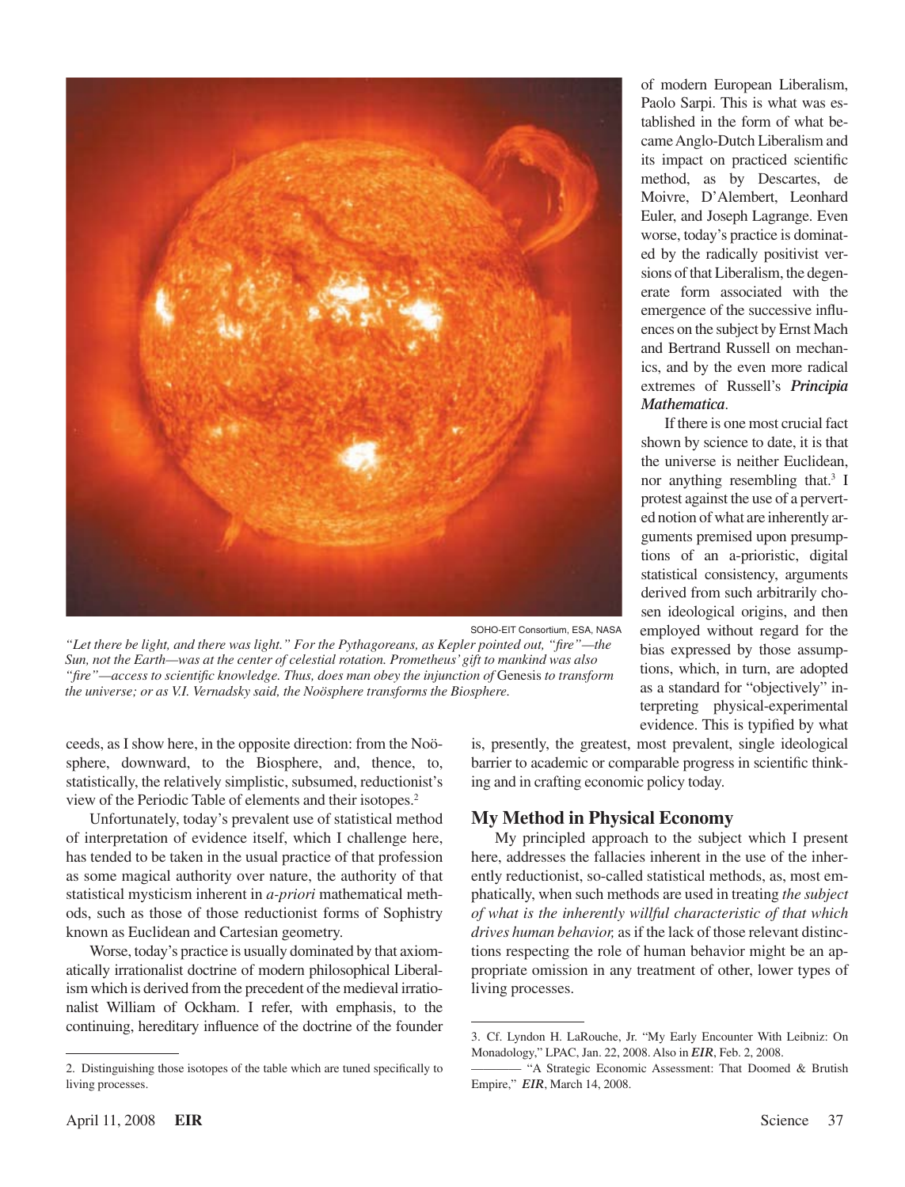SOHO-EIT Consortium, ESA, NASA

*"Let there be light, and there was light." For the Pythagoreans, as Kepler pointed out, "fire"—the Sun, not the Earth—was at the center of celestial rotation. Prometheus' gift to mankind was also "fire"—access to scientific knowledge. Thus, does man obey the injunction of* Genesis *to transform the universe; or as V.I. Vernadsky said, the Noösphere transforms the Biosphere.*

ceeds, as I show here, in the opposite direction: from the Noösphere, downward, to the Biosphere, and, thence, to, statistically, the relatively simplistic, subsumed, reductionist's view of the Periodic Table of elements and their isotopes.[2]

Unfortunately, today's prevalent use of statistical method of interpretation of evidence itself, which I challenge here, has tended to be taken in the usual practice of that profession as some magical authority over nature, the authority of that statistical mysticism inherent in *a-priori* mathematical methods, such as those of those reductionist forms of Sophistry known as Euclidean and Cartesian geometry.

Worse, today's practice is usually dominated by that axiomatically irrationalist doctrine of modern philosophical Liberalism which is derived from the precedent of the medieval irrationalist William of Ockham. I refer, with emphasis, to the continuing, hereditary influence of the doctrine of the founder of modern European Liberalism, Paolo Sarpi. This is what was established in the form of what became Anglo-Dutch Liberalism and its impact on practiced scientific method, as by Descartes, de Moivre, D'Alembert, Leonhard Euler, and Joseph Lagrange. Even worse, today's practice is dominated by the radically positivist versions of that Liberalism, the degenerate form associated with the emergence of the successive influences on the subject by Ernst Mach and Bertrand Russell on mechanics, and by the even more radical extremes of Russell's ***Principia Mathematica***.

If there is one most crucial fact shown by science to date, it is that the universe is neither Euclidean, nor anything resembling that.[3] I protest against the use of a perverted notion of what are inherently arguments premised upon presumptions of an a-prioristic, digital statistical consistency, arguments derived from such arbitrarily chosen ideological origins, and then employed without regard for the bias expressed by those assumptions, which, in turn, are adopted as a standard for "objectively" interpreting physical-experimental evidence. This is typified by what is, presently, the greatest, most prevalent, single ideological barrier to academic or comparable progress in scientific thinking and in crafting economic policy today.

## My Method in Physical Economy

My principled approach to the subject which I present here, addresses the fallacies inherent in the use of the inherently reductionist, so-called statistical methods, as, most emphatically, when such methods are used in treating *the subject of what is the inherently willful characteristic of that which drives human behavior,* as if the lack of those relevant distinctions respecting the role of human behavior might be an appropriate omission in any treatment of other, lower types of living processes.

---

2. Distinguishing those isotopes of the table which are tuned specifically to living processes.

3. Cf. Lyndon H. LaRouche, Jr. "My Early Encounter With Leibniz: On Monadology," LPAC, Jan. 22, 2008. Also in ***EIR***, Feb. 2, 2008.
——— "A Strategic Economic Assessment: That Doomed & Brutish Empire," ***EIR***, March 14, 2008.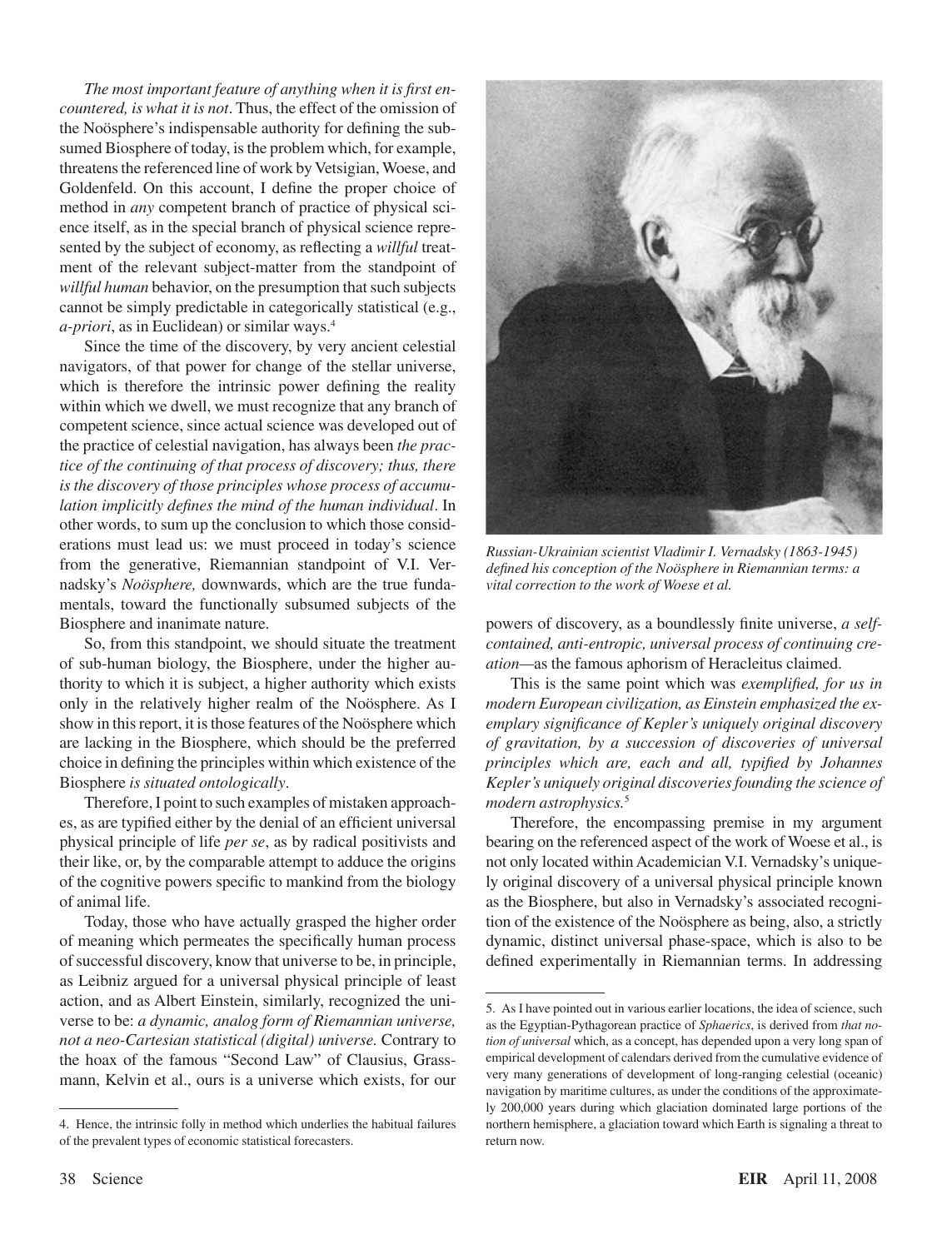*The most important feature of anything when it is first encountered, is what it is not*. Thus, the effect of the omission of the Noösphere's indispensable authority for defining the subsumed Biosphere of today, is the problem which, for example, threatens the referenced line of work by Vetsigian, Woese, and Goldenfeld. On this account, I define the proper choice of method in *any* competent branch of practice of physical science itself, as in the special branch of physical science represented by the subject of economy, as reflecting a *willful* treatment of the relevant subject-matter from the standpoint of *willful human* behavior, on the presumption that such subjects cannot be simply predictable in categorically statistical (e.g., *a-priori*, as in Euclidean) or similar ways.[4]

Since the time of the discovery, by very ancient celestial navigators, of that power for change of the stellar universe, which is therefore the intrinsic power defining the reality within which we dwell, we must recognize that any branch of competent science, since actual science was developed out of the practice of celestial navigation, has always been *the practice of the continuing of that process of discovery; thus, there is the discovery of those principles whose process of accumulation implicitly defines the mind of the human individual*. In other words, to sum up the conclusion to which those considerations must lead us: we must proceed in today's science from the generative, Riemannian standpoint of V.I. Vernadsky's *Noösphere,* downwards, which are the true fundamentals, toward the functionally subsumed subjects of the Biosphere and inanimate nature.

So, from this standpoint, we should situate the treatment of sub-human biology, the Biosphere, under the higher authority to which it is subject, a higher authority which exists only in the relatively higher realm of the Noösphere. As I show in this report, it is those features of the Noösphere which are lacking in the Biosphere, which should be the preferred choice in defining the principles within which existence of the Biosphere *is situated ontologically*.

Therefore, I point to such examples of mistaken approaches, as are typified either by the denial of an efficient universal physical principle of life *per se*, as by radical positivists and their like, or, by the comparable attempt to adduce the origins of the cognitive powers specific to mankind from the biology of animal life.

Today, those who have actually grasped the higher order of meaning which permeates the specifically human process of successful discovery, know that universe to be, in principle, as Leibniz argued for a universal physical principle of least action, and as Albert Einstein, similarly, recognized the universe to be: *a dynamic, analog form of Riemannian universe, not a neo-Cartesian statistical (digital) universe.* Contrary to the hoax of the famous "Second Law" of Clausius, Grassmann, Kelvin et al., ours is a universe which exists, for our powers of discovery, as a boundlessly finite universe, *a self-contained, anti-entropic, universal process of continuing creation*—as the famous aphorism of Heracleitus claimed.

*Russian-Ukrainian scientist Vladimir I. Vernadsky (1863-1945) defined his conception of the Noösphere in Riemannian terms: a vital correction to the work of Woese et al.*

This is the same point which was *exemplified, for us in modern European civilization, as Einstein emphasized the exemplary significance of Kepler's uniquely original discovery of gravitation, by a succession of discoveries of universal principles which are, each and all, typified by Johannes Kepler's uniquely original discoveries founding the science of modern astrophysics.*[5]

Therefore, the encompassing premise in my argument bearing on the referenced aspect of the work of Woese et al., is not only located within Academician V.I. Vernadsky's uniquely original discovery of a universal physical principle known as the Biosphere, but also in Vernadsky's associated recognition of the existence of the Noösphere as being, also, a strictly dynamic, distinct universal phase-space, which is also to be defined experimentally in Riemannian terms. In addressing

---

4. Hence, the intrinsic folly in method which underlies the habitual failures of the prevalent types of economic statistical forecasters.

5. As I have pointed out in various earlier locations, the idea of science, such as the Egyptian-Pythagorean practice of *Sphaerics*, is derived from *that notion of universal* which, as a concept, has depended upon a very long span of empirical development of calendars derived from the cumulative evidence of very many generations of development of long-ranging celestial (oceanic) navigation by maritime cultures, as under the conditions of the approximately 200,000 years during which glaciation dominated large portions of the northern hemisphere, a glaciation toward which Earth is signaling a threat to return now.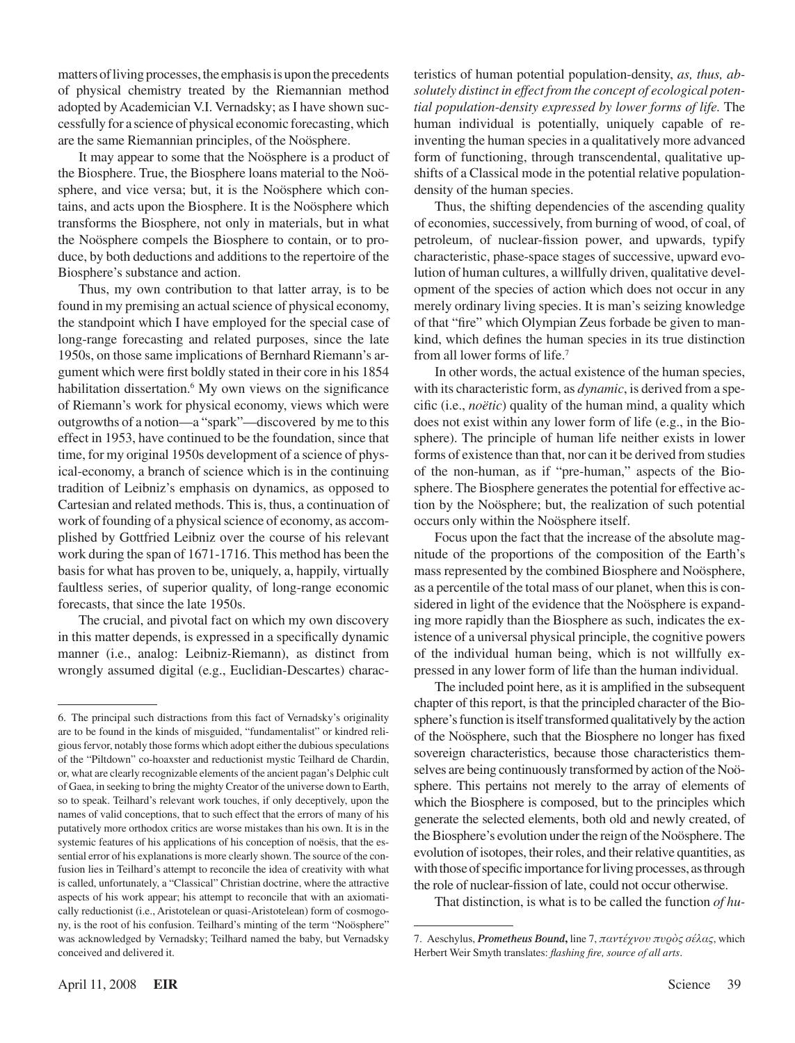matters of living processes, the emphasis is upon the precedents of physical chemistry treated by the Riemannian method adopted by Academician V.I. Vernadsky; as I have shown successfully for a science of physical economic forecasting, which are the same Riemannian principles, of the Noösphere.

It may appear to some that the Noösphere is a product of the Biosphere. True, the Biosphere loans material to the Noösphere, and vice versa; but, it is the Noösphere which contains, and acts upon the Biosphere. It is the Noösphere which transforms the Biosphere, not only in materials, but in what the Noösphere compels the Biosphere to contain, or to produce, by both deductions and additions to the repertoire of the Biosphere's substance and action.

Thus, my own contribution to that latter array, is to be found in my premising an actual science of physical economy, the standpoint which I have employed for the special case of long-range forecasting and related purposes, since the late 1950s, on those same implications of Bernhard Riemann's argument which were first boldly stated in their core in his 1854 habilitation dissertation.[6] My own views on the significance of Riemann's work for physical economy, views which were outgrowths of a notion—a "spark"—discovered by me to this effect in 1953, have continued to be the foundation, since that time, for my original 1950s development of a science of physical-economy, a branch of science which is in the continuing tradition of Leibniz's emphasis on dynamics, as opposed to Cartesian and related methods. This is, thus, a continuation of work of founding of a physical science of economy, as accomplished by Gottfried Leibniz over the course of his relevant work during the span of 1671-1716. This method has been the basis for what has proven to be, uniquely, a, happily, virtually faultless series, of superior quality, of long-range economic forecasts, that since the late 1950s.

The crucial, and pivotal fact on which my own discovery in this matter depends, is expressed in a specifically dynamic manner (i.e., analog: Leibniz-Riemann), as distinct from wrongly assumed digital (e.g., Euclidian-Descartes) characteristics of human potential population-density, *as, thus, absolutely distinct in effect from the concept of ecological potential population-density expressed by lower forms of life.* The human individual is potentially, uniquely capable of reinventing the human species in a qualitatively more advanced form of functioning, through transcendental, qualitative upshifts of a Classical mode in the potential relative population-density of the human species.

Thus, the shifting dependencies of the ascending quality of economies, successively, from burning of wood, of coal, of petroleum, of nuclear-fission power, and upwards, typify characteristic, phase-space stages of successive, upward evolution of human cultures, a willfully driven, qualitative development of the species of action which does not occur in any merely ordinary living species. It is man's seizing knowledge of that "fire" which Olympian Zeus forbade be given to mankind, which defines the human species in its true distinction from all lower forms of life.[7]

In other words, the actual existence of the human species, with its characteristic form, as *dynamic*, is derived from a specific (i.e., *noëtic*) quality of the human mind, a quality which does not exist within any lower form of life (e.g., in the Biosphere). The principle of human life neither exists in lower forms of existence than that, nor can it be derived from studies of the non-human, as if "pre-human," aspects of the Biosphere. The Biosphere generates the potential for effective action by the Noösphere; but, the realization of such potential occurs only within the Noösphere itself.

Focus upon the fact that the increase of the absolute magnitude of the proportions of the composition of the Earth's mass represented by the combined Biosphere and Noösphere, as a percentile of the total mass of our planet, when this is considered in light of the evidence that the Noösphere is expanding more rapidly than the Biosphere as such, indicates the existence of a universal physical principle, the cognitive powers of the individual human being, which is not willfully expressed in any lower form of life than the human individual.

The included point here, as it is amplified in the subsequent chapter of this report, is that the principled character of the Biosphere's function is itself transformed qualitatively by the action of the Noösphere, such that the Biosphere no longer has fixed sovereign characteristics, because those characteristics themselves are being continuously transformed by action of the Noösphere. This pertains not merely to the array of elements of which the Biosphere is composed, but to the principles which generate the selected elements, both old and newly created, of the Biosphere's evolution under the reign of the Noösphere. The evolution of isotopes, their roles, and their relative quantities, as with those of specific importance for living processes, as through the role of nuclear-fission of late, could not occur otherwise.

That distinction, is what is to be called the function *of hu-*

---

6. The principal such distractions from this fact of Vernadsky's originality are to be found in the kinds of misguided, "fundamentalist" or kindred religious fervor, notably those forms which adopt either the dubious speculations of the "Piltdown" co-hoaxster and reductionist mystic Teilhard de Chardin, or, what are clearly recognizable elements of the ancient pagan's Delphic cult of Gaea, in seeking to bring the mighty Creator of the universe down to Earth, so to speak. Teilhard's relevant work touches, if only deceptively, upon the names of valid conceptions, that to such effect that the errors of many of his putatively more orthodox critics are worse mistakes than his own. It is in the systemic features of his applications of his conception of noësis, that the essential error of his explanations is more clearly shown. The source of the confusion lies in Teilhard's attempt to reconcile the idea of creativity with what is called, unfortunately, a "Classical" Christian doctrine, where the attractive aspects of his work appear; his attempt to reconcile that with an axiomatically reductionist (i.e., Aristotelean or quasi-Aristotelean) form of cosmogony, is the root of his confusion. Teilhard's minting of the term "Noösphere" was acknowledged by Vernadsky; Teilhard named the baby, but Vernadsky conceived and delivered it.

7. Aeschylus, ***Prometheus Bound*,** line 7, *παντέχνου πυρὸς σέλας*, which Herbert Weir Smyth translates: *flashing fire, source of all arts*.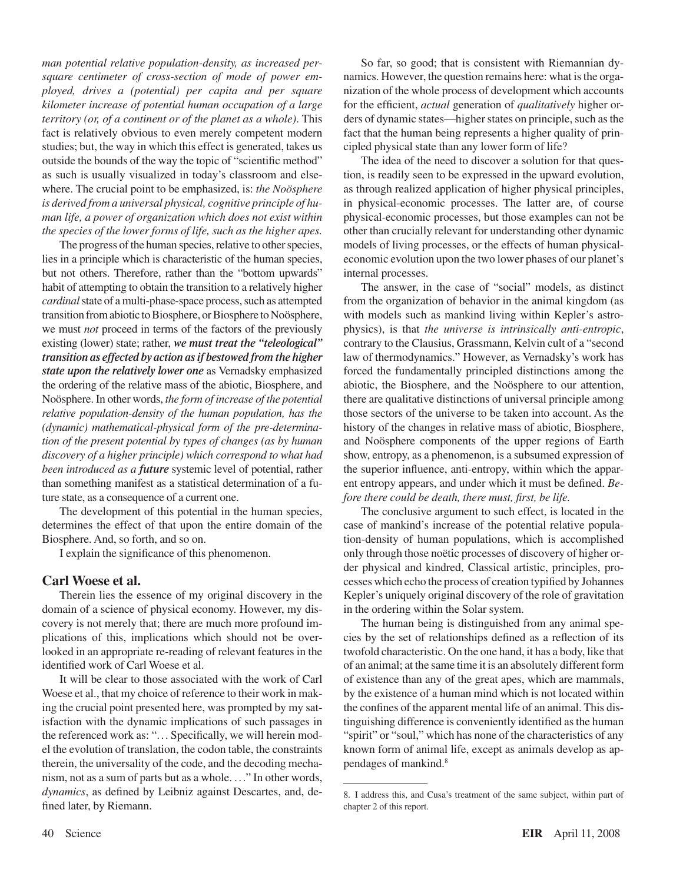*man potential relative population-density, as increased per-square centimeter of cross-section of mode of power employed, drives a (potential) per capita and per square kilometer increase of potential human occupation of a large territory (or, of a continent or of the planet as a whole).* This fact is relatively obvious to even merely competent modern studies; but, the way in which this effect is generated, takes us outside the bounds of the way the topic of "scientific method" as such is usually visualized in today's classroom and elsewhere. The crucial point to be emphasized, is: *the Noösphere is derived from a universal physical, cognitive principle of human life, a power of organization which does not exist within the species of the lower forms of life, such as the higher apes.*

The progress of the human species, relative to other species, lies in a principle which is characteristic of the human species, but not others. Therefore, rather than the "bottom upwards" habit of attempting to obtain the transition to a relatively higher *cardinal* state of a multi-phase-space process, such as attempted transition from abiotic to Biosphere, or Biosphere to Noösphere, we must *not* proceed in terms of the factors of the previously existing (lower) state; rather, ***we must treat the "teleological" transition as effected by action as if bestowed from the higher state upon the relatively lower one*** as Vernadsky emphasized the ordering of the relative mass of the abiotic, Biosphere, and Noösphere. In other words, *the form of increase of the potential relative population-density of the human population, has the (dynamic) mathematical-physical form of the pre-determination of the present potential by types of changes (as by human discovery of a higher principle) which correspond to what had been introduced as a **future** systemic level of potential, rather than something manifest as a statistical determination of a future state, as a consequence of a current one.*

The development of this potential in the human species, determines the effect of that upon the entire domain of the Biosphere. And, so forth, and so on.

I explain the significance of this phenomenon.

## Carl Woese et al.

Therein lies the essence of my original discovery in the domain of a science of physical economy. However, my discovery is not merely that; there are much more profound implications of this, implications which should not be overlooked in an appropriate re-reading of relevant features in the identified work of Carl Woese et al.

It will be clear to those associated with the work of Carl Woese et al., that my choice of reference to their work in making the crucial point presented here, was prompted by my satisfaction with the dynamic implications of such passages in the referenced work as: "... Specifically, we will herein model the evolution of translation, the codon table, the constraints therein, the universality of the code, and the decoding mechanism, not as a sum of parts but as a whole. ..." In other words, *dynamics*, as defined by Leibniz against Descartes, and, defined later, by Riemann.

So far, so good; that is consistent with Riemannian dynamics. However, the question remains here: what is the organization of the whole process of development which accounts for the efficient, *actual* generation of *qualitatively* higher orders of dynamic states—higher states on principle, such as the fact that the human being represents a higher quality of principled physical state than any lower form of life?

The idea of the need to discover a solution for that question, is readily seen to be expressed in the upward evolution, as through realized application of higher physical principles, in physical-economic processes. The latter are, of course physical-economic processes, but those examples can not be other than crucially relevant for understanding other dynamic models of living processes, or the effects of human physical-economic evolution upon the two lower phases of our planet's internal processes.

The answer, in the case of "social" models, as distinct from the organization of behavior in the animal kingdom (as with models such as mankind living within Kepler's astrophysics), is that *the universe is intrinsically anti-entropic*, contrary to the Clausius, Grassmann, Kelvin cult of a "second law of thermodynamics." However, as Vernadsky's work has forced the fundamentally principled distinctions among the abiotic, the Biosphere, and the Noösphere to our attention, there are qualitative distinctions of universal principle among those sectors of the universe to be taken into account. As the history of the changes in relative mass of abiotic, Biosphere, and Noösphere components of the upper regions of Earth show, entropy, as a phenomenon, is a subsumed expression of the superior influence, anti-entropy, within which the apparent entropy appears, and under which it must be defined. *Before there could be death, there must, first, be life.*

The conclusive argument to such effect, is located in the case of mankind's increase of the potential relative population-density of human populations, which is accomplished only through those noëtic processes of discovery of higher order physical and kindred, Classical artistic, principles, processes which echo the process of creation typified by Johannes Kepler's uniquely original discovery of the role of gravitation in the ordering within the Solar system.

The human being is distinguished from any animal species by the set of relationships defined as a reflection of its twofold characteristic. On the one hand, it has a body, like that of an animal; at the same time it is an absolutely different form of existence than any of the great apes, which are mammals, by the existence of a human mind which is not located within the confines of the apparent mental life of an animal. This distinguishing difference is conveniently identified as the human "spirit" or "soul," which has none of the characteristics of any known form of animal life, except as animals develop as appendages of mankind.[8]

---

8. I address this, and Cusa's treatment of the same subject, within part of chapter 2 of this report.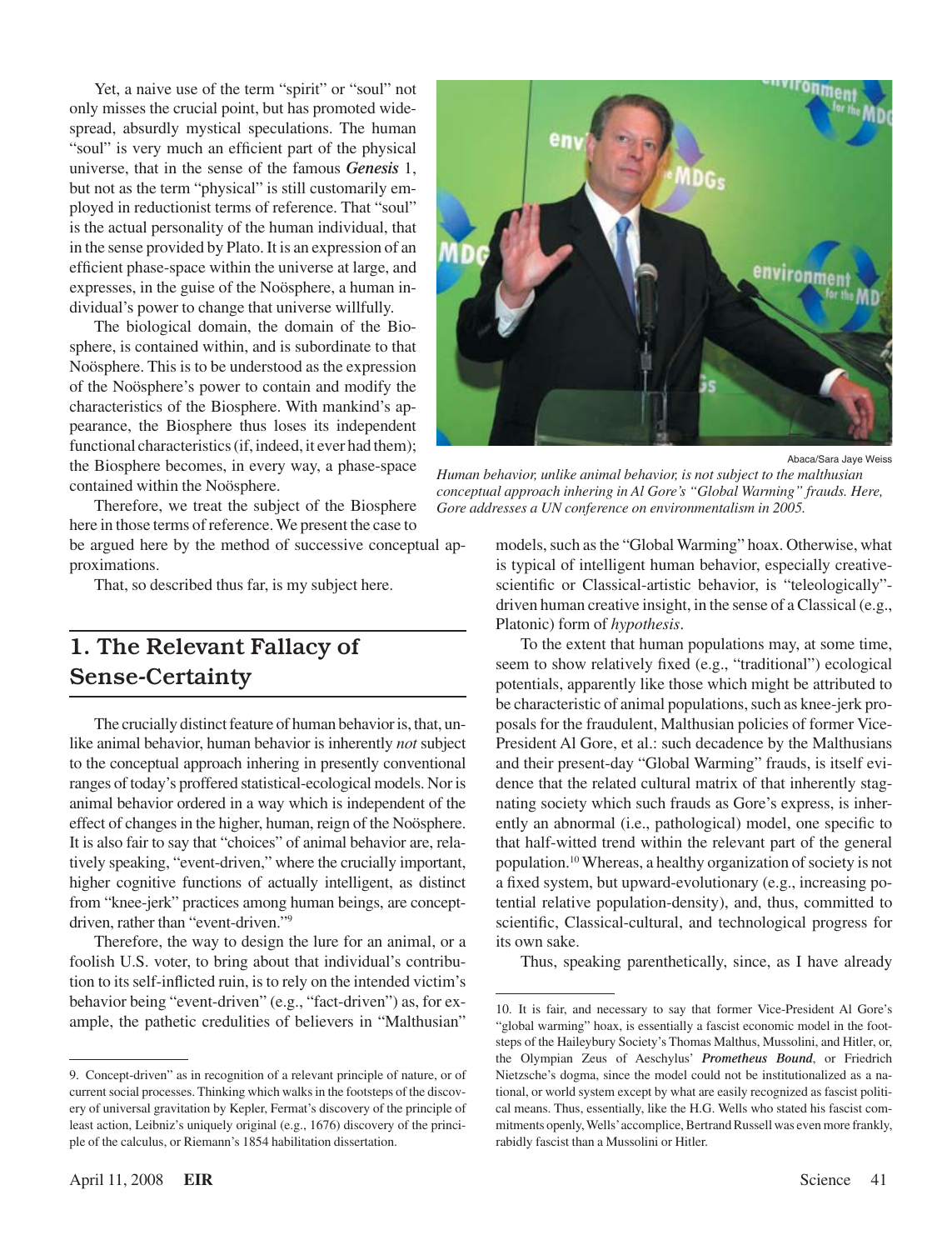Yet, a naive use of the term "spirit" or "soul" not only misses the crucial point, but has promoted widespread, absurdly mystical speculations. The human "soul" is very much an efficient part of the physical universe, that in the sense of the famous ***Genesis*** 1, but not as the term "physical" is still customarily employed in reductionist terms of reference. That "soul" is the actual personality of the human individual, that in the sense provided by Plato. It is an expression of an efficient phase-space within the universe at large, and expresses, in the guise of the Noösphere, a human individual's power to change that universe willfully.

The biological domain, the domain of the Biosphere, is contained within, and is subordinate to that Noösphere. This is to be understood as the expression of the Noösphere's power to contain and modify the characteristics of the Biosphere. With mankind's appearance, the Biosphere thus loses its independent functional characteristics (if, indeed, it ever had them); the Biosphere becomes, in every way, a phase-space contained within the Noösphere.

Therefore, we treat the subject of the Biosphere here in those terms of reference. We present the case to be argued here by the method of successive conceptual approximations.

That, so described thus far, is my subject here.

Abaca/Sara Jaye Weiss

*Human behavior, unlike animal behavior, is not subject to the malthusian conceptual approach inhering in Al Gore's "Global Warming" frauds. Here, Gore addresses a UN conference on environmentalism in 2005.*

## 1. The Relevant Fallacy of Sense-Certainty

The crucially distinct feature of human behavior is, that, unlike animal behavior, human behavior is inherently *not* subject to the conceptual approach inhering in presently conventional ranges of today's proffered statistical-ecological models. Nor is animal behavior ordered in a way which is independent of the effect of changes in the higher, human, reign of the Noösphere. It is also fair to say that "choices" of animal behavior are, relatively speaking, "event-driven," where the crucially important, higher cognitive functions of actually intelligent, as distinct from "knee-jerk" practices among human beings, are concept-driven, rather than "event-driven."[9]

Therefore, the way to design the lure for an animal, or a foolish U.S. voter, to bring about that individual's contribution to its self-inflicted ruin, is to rely on the intended victim's behavior being "event-driven" (e.g., "fact-driven") as, for example, the pathetic credulities of believers in "Malthusian" models, such as the "Global Warming" hoax. Otherwise, what is typical of intelligent human behavior, especially creative-scientific or Classical-artistic behavior, is "teleologically"-driven human creative insight, in the sense of a Classical (e.g., Platonic) form of *hypothesis*.

To the extent that human populations may, at some time, seem to show relatively fixed (e.g., "traditional") ecological potentials, apparently like those which might be attributed to be characteristic of animal populations, such as knee-jerk proposals for the fraudulent, Malthusian policies of former Vice-President Al Gore, et al.: such decadence by the Malthusians and their present-day "Global Warming" frauds, is itself evidence that the related cultural matrix of that inherently stagnating society which such frauds as Gore's express, is inherently an abnormal (i.e., pathological) model, one specific to that half-witted trend within the relevant part of the general population.[10] Whereas, a healthy organization of society is not a fixed system, but upward-evolutionary (e.g., increasing potential relative population-density), and, thus, committed to scientific, Classical-cultural, and technological progress for its own sake.

Thus, speaking parenthetically, since, as I have already

---

9. Concept-driven" as in recognition of a relevant principle of nature, or of current social processes. Thinking which walks in the footsteps of the discovery of universal gravitation by Kepler, Fermat's discovery of the principle of least action, Leibniz's uniquely original (e.g., 1676) discovery of the principle of the calculus, or Riemann's 1854 habilitation dissertation.

10. It is fair, and necessary to say that former Vice-President Al Gore's "global warming" hoax, is essentially a fascist economic model in the footsteps of the Haileybury Society's Thomas Malthus, Mussolini, and Hitler, or, the Olympian Zeus of Aeschylus' ***Prometheus Bound***, or Friedrich Nietzsche's dogma, since the model could not be institutionalized as a national, or world system except by what are easily recognized as fascist political means. Thus, essentially, like the H.G. Wells who stated his fascist commitments openly, Wells' accomplice, Bertrand Russell was even more frankly, rabidly fascist than a Mussolini or Hitler.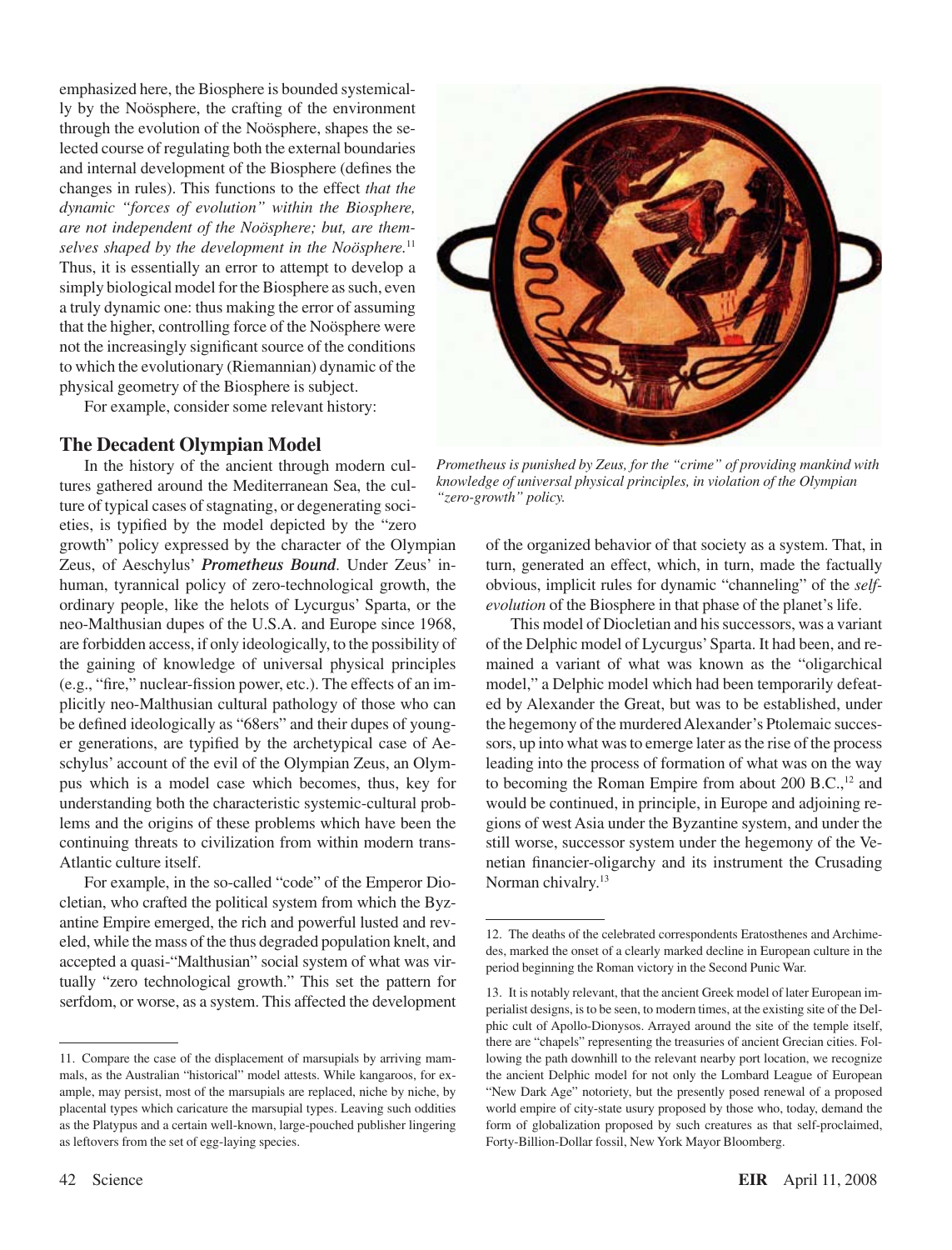emphasized here, the Biosphere is bounded systemically by the Noösphere, the crafting of the environment through the evolution of the Noösphere, shapes the selected course of regulating both the external boundaries and internal development of the Biosphere (defines the changes in rules). This functions to the effect *that the dynamic "forces of evolution" within the Biosphere, are not independent of the Noösphere; but, are themselves shaped by the development in the Noösphere.*[11] Thus, it is essentially an error to attempt to develop a simply biological model for the Biosphere as such, even a truly dynamic one: thus making the error of assuming that the higher, controlling force of the Noösphere were not the increasingly significant source of the conditions to which the evolutionary (Riemannian) dynamic of the physical geometry of the Biosphere is subject.

For example, consider some relevant history:

*Prometheus is punished by Zeus, for the "crime" of providing mankind with knowledge of universal physical principles, in violation of the Olympian "zero-growth" policy.*

## The Decadent Olympian Model

In the history of the ancient through modern cultures gathered around the Mediterranean Sea, the culture of typical cases of stagnating, or degenerating societies, is typified by the model depicted by the "zero growth" policy expressed by the character of the Olympian Zeus, of Aeschylus' ***Prometheus Bound***. Under Zeus' inhuman, tyrannical policy of zero-technological growth, the ordinary people, like the helots of Lycurgus' Sparta, or the neo-Malthusian dupes of the U.S.A. and Europe since 1968, are forbidden access, if only ideologically, to the possibility of the gaining of knowledge of universal physical principles (e.g., "fire," nuclear-fission power, etc.). The effects of an implicitly neo-Malthusian cultural pathology of those who can be defined ideologically as "68ers" and their dupes of younger generations, are typified by the archetypical case of Aeschylus' account of the evil of the Olympian Zeus, an Olympus which is a model case which becomes, thus, key for understanding both the characteristic systemic-cultural problems and the origins of these problems which have been the continuing threats to civilization from within modern trans-Atlantic culture itself.

For example, in the so-called "code" of the Emperor Diocletian, who crafted the political system from which the Byzantine Empire emerged, the rich and powerful lusted and reveled, while the mass of the thus degraded population knelt, and accepted a quasi-"Malthusian" social system of what was virtually "zero technological growth." This set the pattern for serfdom, or worse, as a system. This affected the development of the organized behavior of that society as a system. That, in turn, generated an effect, which, in turn, made the factually obvious, implicit rules for dynamic "channeling" of the *self-evolution* of the Biosphere in that phase of the planet's life.

This model of Diocletian and his successors, was a variant of the Delphic model of Lycurgus' Sparta. It had been, and remained a variant of what was known as the "oligarchical model," a Delphic model which had been temporarily defeated by Alexander the Great, but was to be established, under the hegemony of the murdered Alexander's Ptolemaic successors, up into what was to emerge later as the rise of the process leading into the process of formation of what was on the way to becoming the Roman Empire from about 200 B.C.,[12] and would be continued, in principle, in Europe and adjoining regions of west Asia under the Byzantine system, and under the still worse, successor system under the hegemony of the Venetian financier-oligarchy and its instrument the Crusading Norman chivalry.[13]

---

11. Compare the case of the displacement of marsupials by arriving mammals, as the Australian "historical" model attests. While kangaroos, for example, may persist, most of the marsupials are replaced, niche by niche, by placental types which caricature the marsupial types. Leaving such oddities as the Platypus and a certain well-known, large-pouched publisher lingering as leftovers from the set of egg-laying species.

12. The deaths of the celebrated correspondents Eratosthenes and Archimedes, marked the onset of a clearly marked decline in European culture in the period beginning the Roman victory in the Second Punic War.

13. It is notably relevant, that the ancient Greek model of later European imperialist designs, is to be seen, to modern times, at the existing site of the Delphic cult of Apollo-Dionysos. Arrayed around the site of the temple itself, there are "chapels" representing the treasuries of ancient Grecian cities. Following the path downhill to the relevant nearby port location, we recognize the ancient Delphic model for not only the Lombard League of European "New Dark Age" notoriety, but the presently posed renewal of a proposed world empire of city-state usury proposed by those who, today, demand the form of globalization proposed by such creatures as that self-proclaimed, Forty-Billion-Dollar fossil, New York Mayor Bloomberg.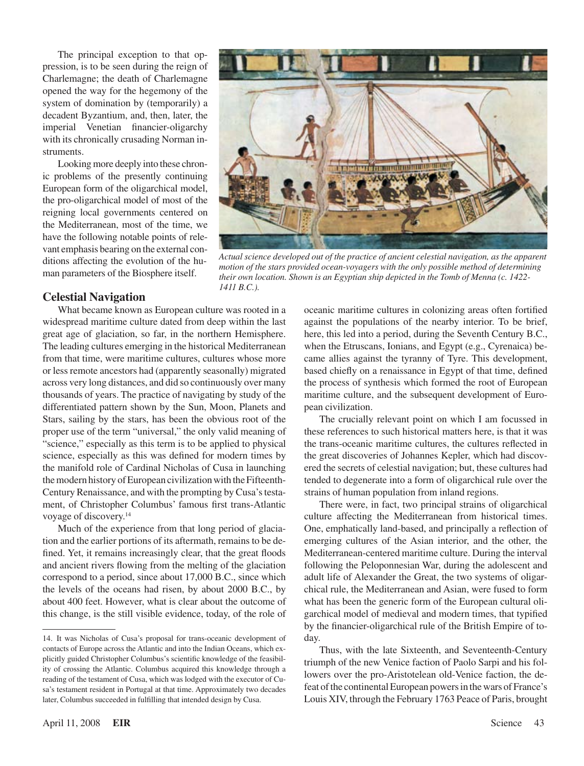The principal exception to that oppression, is to be seen during the reign of Charlemagne; the death of Charlemagne opened the way for the hegemony of the system of domination by (temporarily) a decadent Byzantium, and, then, later, the imperial Venetian financier-oligarchy with its chronically crusading Norman instruments.

Looking more deeply into these chronic problems of the presently continuing European form of the oligarchical model, the pro-oligarchical model of most of the reigning local governments centered on the Mediterranean, most of the time, we have the following notable points of relevant emphasis bearing on the external conditions affecting the evolution of the human parameters of the Biosphere itself.

*Actual science developed out of the practice of ancient celestial navigation, as the apparent motion of the stars provided ocean-voyagers with the only possible method of determining their own location. Shown is an Egyptian ship depicted in the Tomb of Menna (c. 1422-1411 B.C.).*

## Celestial Navigation

What became known as European culture was rooted in a widespread maritime culture dated from deep within the last great age of glaciation, so far, in the northern Hemisphere. The leading cultures emerging in the historical Mediterranean from that time, were maritime cultures, cultures whose more or less remote ancestors had (apparently seasonally) migrated across very long distances, and did so continuously over many thousands of years. The practice of navigating by study of the differentiated pattern shown by the Sun, Moon, Planets and Stars, sailing by the stars, has been the obvious root of the proper use of the term "universal," the only valid meaning of "science," especially as this term is to be applied to physical science, especially as this was defined for modern times by the manifold role of Cardinal Nicholas of Cusa in launching the modern history of European civilization with the Fifteenth-Century Renaissance, and with the prompting by Cusa's testament, of Christopher Columbus' famous first trans-Atlantic voyage of discovery.[14]

Much of the experience from that long period of glaciation and the earlier portions of its aftermath, remains to be defined. Yet, it remains increasingly clear, that the great floods and ancient rivers flowing from the melting of the glaciation correspond to a period, since about 17,000 B.C., since which the levels of the oceans had risen, by about 2000 B.C., by about 400 feet. However, what is clear about the outcome of this change, is the still visible evidence, today, of the role of oceanic maritime cultures in colonizing areas often fortified against the populations of the nearby interior. To be brief, here, this led into a period, during the Seventh Century B.C., when the Etruscans, Ionians, and Egypt (e.g., Cyrenaica) became allies against the tyranny of Tyre. This development, based chiefly on a renaissance in Egypt of that time, defined the process of synthesis which formed the root of European maritime culture, and the subsequent development of European civilization.

The crucially relevant point on which I am focussed in these references to such historical matters here, is that it was the trans-oceanic maritime cultures, the cultures reflected in the great discoveries of Johannes Kepler, which had discovered the secrets of celestial navigation; but, these cultures had tended to degenerate into a form of oligarchical rule over the strains of human population from inland regions.

There were, in fact, two principal strains of oligarchical culture affecting the Mediterranean from historical times. One, emphatically land-based, and principally a reflection of emerging cultures of the Asian interior, and the other, the Mediterranean-centered maritime culture. During the interval following the Peloponnesian War, during the adolescent and adult life of Alexander the Great, the two systems of oligarchical rule, the Mediterranean and Asian, were fused to form what has been the generic form of the European cultural oligarchical model of medieval and modern times, that typified by the financier-oligarchical rule of the British Empire of today.

Thus, with the late Sixteenth, and Seventeenth-Century triumph of the new Venice faction of Paolo Sarpi and his followers over the pro-Aristotelean old-Venice faction, the defeat of the continental European powers in the wars of France's Louis XIV, through the February 1763 Peace of Paris, brought

---

14. It was Nicholas of Cusa's proposal for trans-oceanic development of contacts of Europe across the Atlantic and into the Indian Oceans, which explicitly guided Christopher Columbus's scientific knowledge of the feasibility of crossing the Atlantic. Columbus acquired this knowledge through a reading of the testament of Cusa, which was lodged with the executor of Cusa's testament resident in Portugal at that time. Approximately two decades later, Columbus succeeded in fulfilling that intended design by Cusa.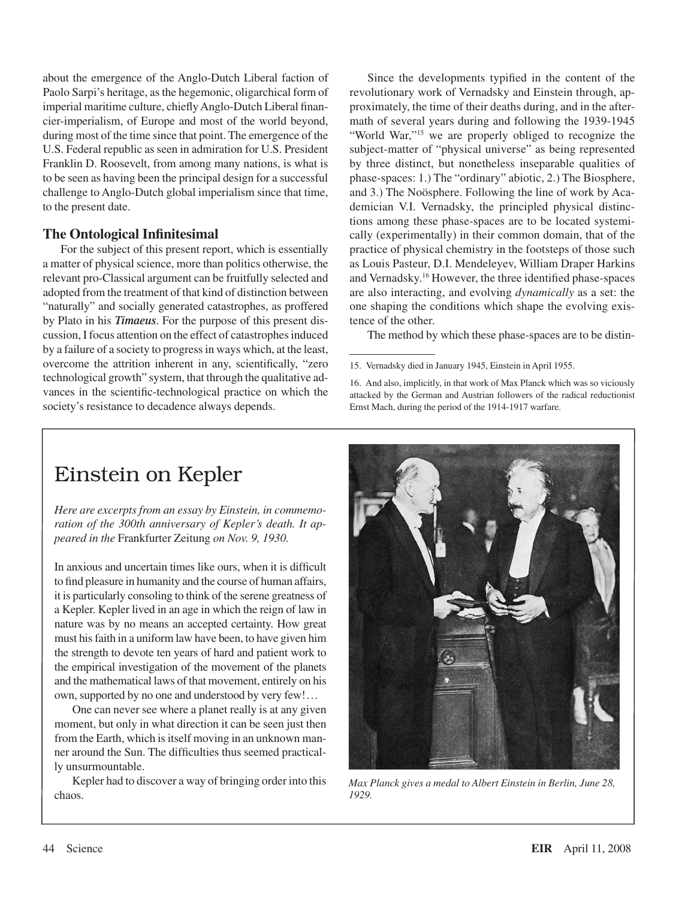about the emergence of the Anglo-Dutch Liberal faction of Paolo Sarpi's heritage, as the hegemonic, oligarchical form of imperial maritime culture, chiefly Anglo-Dutch Liberal financier-imperialism, of Europe and most of the world beyond, during most of the time since that point. The emergence of the U.S. Federal republic as seen in admiration for U.S. President Franklin D. Roosevelt, from among many nations, is what is to be seen as having been the principal design for a successful challenge to Anglo-Dutch global imperialism since that time, to the present date.

### The Ontological Infinitesimal

For the subject of this present report, which is essentially a matter of physical science, more than politics otherwise, the relevant pro-Classical argument can be fruitfully selected and adopted from the treatment of that kind of distinction between "naturally" and socially generated catastrophes, as proffered by Plato in his ***Timaeus***. For the purpose of this present discussion, I focus attention on the effect of catastrophes induced by a failure of a society to progress in ways which, at the least, overcome the attrition inherent in any, scientifically, "zero technological growth" system, that through the qualitative advances in the scientific-technological practice on which the society's resistance to decadence always depends.

Since the developments typified in the content of the revolutionary work of Vernadsky and Einstein through, approximately, the time of their deaths during, and in the aftermath of several years during and following the 1939-1945 "World War,"[15] we are properly obliged to recognize the subject-matter of "physical universe" as being represented by three distinct, but nonetheless inseparable qualities of phase-spaces: 1.) The "ordinary" abiotic, 2.) The Biosphere, and 3.) The Noösphere. Following the line of work by Academician V.I. Vernadsky, the principled physical distinctions among these phase-spaces are to be located systemically (experimentally) in their common domain, that of the practice of physical chemistry in the footsteps of those such as Louis Pasteur, D.I. Mendeleyev, William Draper Harkins and Vernadsky.[16] However, the three identified phase-spaces are also interacting, and evolving *dynamically* as a set: the one shaping the conditions which shape the evolving existence of the other.

The method by which these phase-spaces are to be distin-

15. Vernadsky died in January 1945, Einstein in April 1955.

16. And also, implicitly, in that work of Max Planck which was so viciously attacked by the German and Austrian followers of the radical reductionist Ernst Mach, during the period of the 1914-1917 warfare.

---

## Einstein on Kepler

*Here are excerpts from an essay by Einstein, in commemoration of the 300th anniversary of Kepler's death. It appeared in the* Frankfurter Zeitung *on Nov. 9, 1930.*

In anxious and uncertain times like ours, when it is difficult to find pleasure in humanity and the course of human affairs, it is particularly consoling to think of the serene greatness of a Kepler. Kepler lived in an age in which the reign of law in nature was by no means an accepted certainty. How great must his faith in a uniform law have been, to have given him the strength to devote ten years of hard and patient work to the empirical investigation of the movement of the planets and the mathematical laws of that movement, entirely on his own, supported by no one and understood by very few!…

One can never see where a planet really is at any given moment, but only in what direction it can be seen just then from the Earth, which is itself moving in an unknown manner around the Sun. The difficulties thus seemed practically unsurmountable.

Kepler had to discover a way of bringing order into this chaos.

*Max Planck gives a medal to Albert Einstein in Berlin, June 28, 1929.*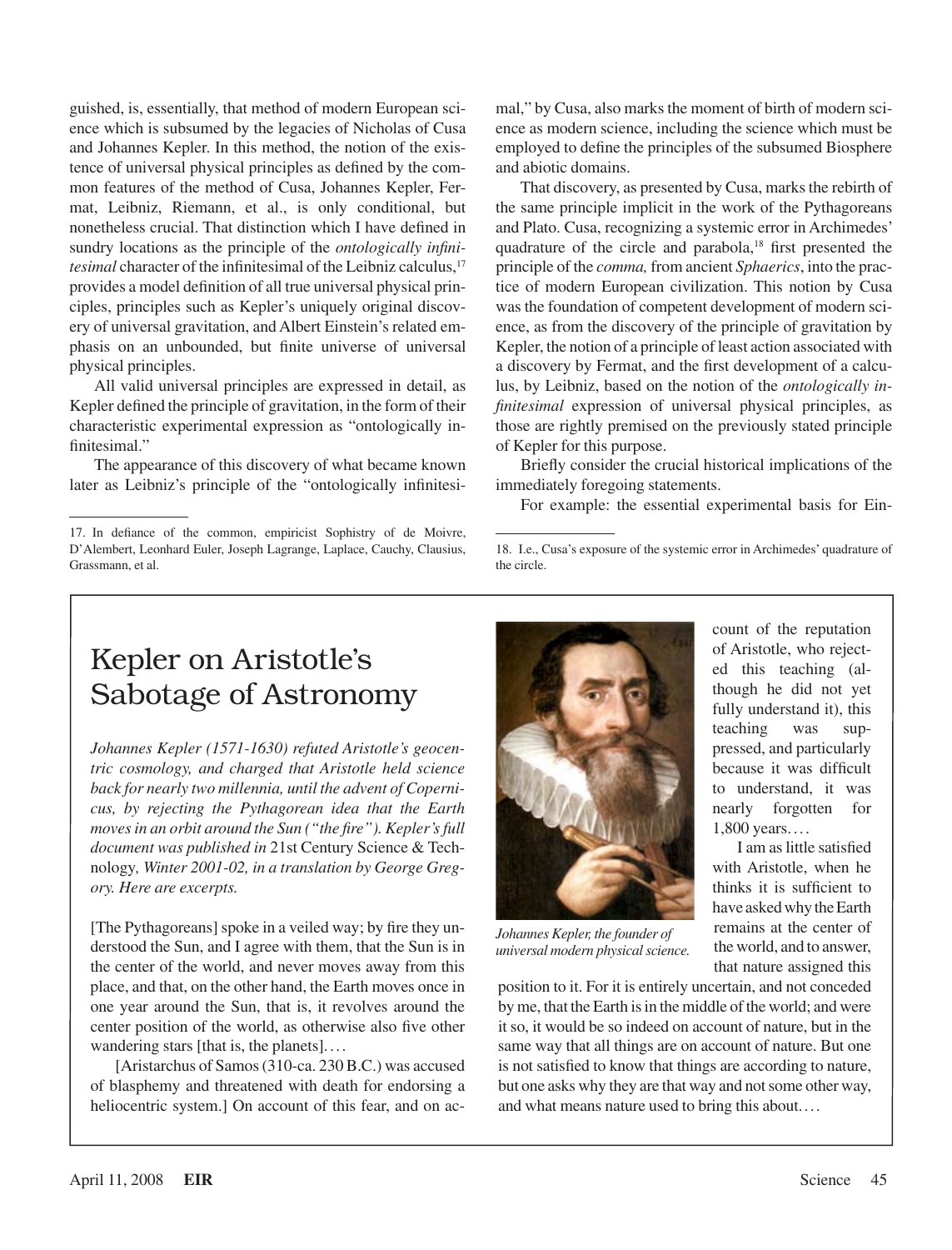guished, is, essentially, that method of modern European science which is subsumed by the legacies of Nicholas of Cusa and Johannes Kepler. In this method, the notion of the existence of universal physical principles as defined by the common features of the method of Cusa, Johannes Kepler, Fermat, Leibniz, Riemann, et al., is only conditional, but nonetheless crucial. That distinction which I have defined in sundry locations as the principle of the *ontologically infinitesimal* character of the infinitesimal of the Leibniz calculus,[17] provides a model definition of all true universal physical principles, principles such as Kepler's uniquely original discovery of universal gravitation, and Albert Einstein's related emphasis on an unbounded, but finite universe of universal physical principles.

All valid universal principles are expressed in detail, as Kepler defined the principle of gravitation, in the form of their characteristic experimental expression as "ontologically infinitesimal."

The appearance of this discovery of what became known later as Leibniz's principle of the "ontologically infinitesimal," by Cusa, also marks the moment of birth of modern science as modern science, including the science which must be employed to define the principles of the subsumed Biosphere and abiotic domains.

That discovery, as presented by Cusa, marks the rebirth of the same principle implicit in the work of the Pythagoreans and Plato. Cusa, recognizing a systemic error in Archimedes' quadrature of the circle and parabola,[18] first presented the principle of the *comma,* from ancient *Sphaerics*, into the practice of modern European civilization. This notion by Cusa was the foundation of competent development of modern science, as from the discovery of the principle of gravitation by Kepler, the notion of a principle of least action associated with a discovery by Fermat, and the first development of a calculus, by Leibniz, based on the notion of the *ontologically infinitesimal* expression of universal physical principles, as those are rightly premised on the previously stated principle of Kepler for this purpose.

Briefly consider the crucial historical implications of the immediately foregoing statements.

For example: the essential experimental basis for Ein-

---

17. In defiance of the common, empiricist Sophistry of de Moivre, D'Alembert, Leonhard Euler, Joseph Lagrange, Laplace, Cauchy, Clausius, Grassmann, et al.

18. I.e., Cusa's exposure of the systemic error in Archimedes' quadrature of the circle.

---

## Kepler on Aristotle's Sabotage of Astronomy

*Johannes Kepler (1571-1630) refuted Aristotle's geocentric cosmology, and charged that Aristotle held science back for nearly two millennia, until the advent of Copernicus, by rejecting the Pythagorean idea that the Earth moves in an orbit around the Sun ("the fire"). Kepler's full document was published in* 21st Century Science & Technology*, Winter 2001-02, in a translation by George Gregory. Here are excerpts.*

[The Pythagoreans] spoke in a veiled way; by fire they understood the Sun, and I agree with them, that the Sun is in the center of the world, and never moves away from this place, and that, on the other hand, the Earth moves once in one year around the Sun, that is, it revolves around the center position of the world, as otherwise also five other wandering stars [that is, the planets]. . . .

[Aristarchus of Samos (310-ca. 230 B.C.) was accused of blasphemy and threatened with death for endorsing a heliocentric system.] On account of this fear, and on account of the reputation of Aristotle, who rejected this teaching (although he did not yet fully understand it), this teaching was suppressed, and particularly because it was difficult to understand, it was nearly forgotten for 1,800 years. . . .

*Johannes Kepler, the founder of universal modern physical science.*

I am as little satisfied with Aristotle, when he thinks it is sufficient to have asked why the Earth remains at the center of the world, and to answer, that nature assigned this position to it. For it is entirely uncertain, and not conceded by me, that the Earth is in the middle of the world; and were it so, it would be so indeed on account of nature, but in the same way that all things are on account of nature. But one is not satisfied to know that things are according to nature, but one asks why they are that way and not some other way, and what means nature used to bring this about. . . .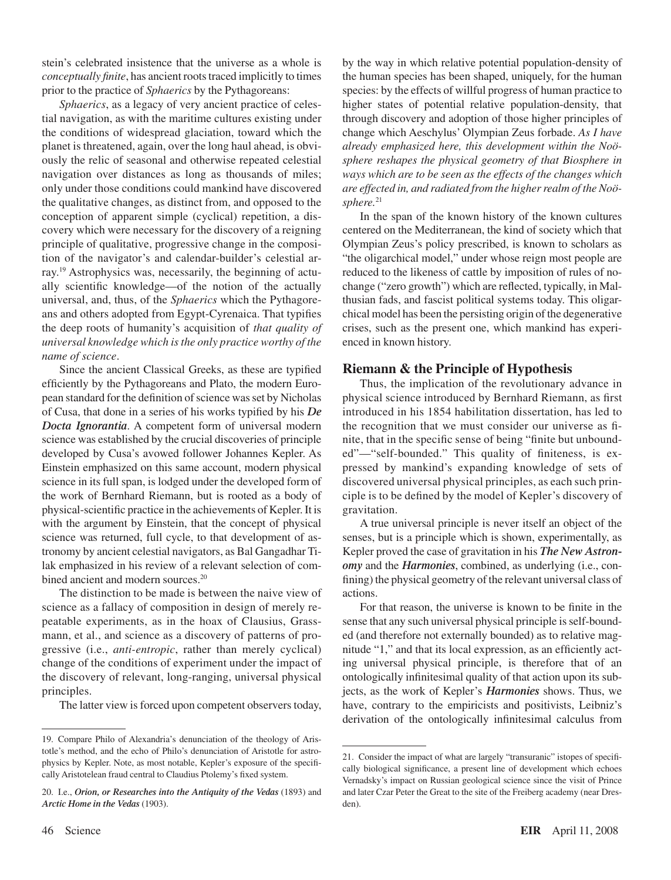stein's celebrated insistence that the universe as a whole is *conceptually finite*, has ancient roots traced implicitly to times prior to the practice of *Sphaerics* by the Pythagoreans:

*Sphaerics*, as a legacy of very ancient practice of celestial navigation, as with the maritime cultures existing under the conditions of widespread glaciation, toward which the planet is threatened, again, over the long haul ahead, is obviously the relic of seasonal and otherwise repeated celestial navigation over distances as long as thousands of miles; only under those conditions could mankind have discovered the qualitative changes, as distinct from, and opposed to the conception of apparent simple (cyclical) repetition, a discovery which were necessary for the discovery of a reigning principle of qualitative, progressive change in the composition of the navigator's and calendar-builder's celestial array.[19] Astrophysics was, necessarily, the beginning of actually scientific knowledge—of the notion of the actually universal, and, thus, of the *Sphaerics* which the Pythagoreans and others adopted from Egypt-Cyrenaica. That typifies the deep roots of humanity's acquisition of *that quality of universal knowledge which is the only practice worthy of the name of science*.

Since the ancient Classical Greeks, as these are typified efficiently by the Pythagoreans and Plato, the modern European standard for the definition of science was set by Nicholas of Cusa, that done in a series of his works typified by his ***De Docta Ignorantia***. A competent form of universal modern science was established by the crucial discoveries of principle developed by Cusa's avowed follower Johannes Kepler. As Einstein emphasized on this same account, modern physical science in its full span, is lodged under the developed form of the work of Bernhard Riemann, but is rooted as a body of physical-scientific practice in the achievements of Kepler. It is with the argument by Einstein, that the concept of physical science was returned, full cycle, to that development of astronomy by ancient celestial navigators, as Bal Gangadhar Tilak emphasized in his review of a relevant selection of combined ancient and modern sources.[20]

The distinction to be made is between the naive view of science as a fallacy of composition in design of merely repeatable experiments, as in the hoax of Clausius, Grassmann, et al., and science as a discovery of patterns of progressive (i.e., *anti-entropic*, rather than merely cyclical) change of the conditions of experiment under the impact of the discovery of relevant, long-ranging, universal physical principles.

The latter view is forced upon competent observers today, by the way in which relative potential population-density of the human species has been shaped, uniquely, for the human species: by the effects of willful progress of human practice to higher states of potential relative population-density, that through discovery and adoption of those higher principles of change which Aeschylus' Olympian Zeus forbade. *As I have already emphasized here, this development within the Noösphere reshapes the physical geometry of that Biosphere in ways which are to be seen as the effects of the changes which are effected in, and radiated from the higher realm of the Noösphere.*[21]

In the span of the known history of the known cultures centered on the Mediterranean, the kind of society which that Olympian Zeus's policy prescribed, is known to scholars as "the oligarchical model," under whose reign most people are reduced to the likeness of cattle by imposition of rules of no-change ("zero growth") which are reflected, typically, in Malthusian fads, and fascist political systems today. This oligarchical model has been the persisting origin of the degenerative crises, such as the present one, which mankind has experienced in known history.

## Riemann & the Principle of Hypothesis

Thus, the implication of the revolutionary advance in physical science introduced by Bernhard Riemann, as first introduced in his 1854 habilitation dissertation, has led to the recognition that we must consider our universe as finite, that in the specific sense of being "finite but unbounded"—"self-bounded." This quality of finiteness, is expressed by mankind's expanding knowledge of sets of discovered universal physical principles, as each such principle is to be defined by the model of Kepler's discovery of gravitation.

A true universal principle is never itself an object of the senses, but is a principle which is shown, experimentally, as Kepler proved the case of gravitation in his ***The New Astronomy*** and the ***Harmonies***, combined, as underlying (i.e., confining) the physical geometry of the relevant universal class of actions.

For that reason, the universe is known to be finite in the sense that any such universal physical principle is self-bounded (and therefore not externally bounded) as to relative magnitude "1," and that its local expression, as an efficiently acting universal physical principle, is therefore that of an ontologically infinitesimal quality of that action upon its subjects, as the work of Kepler's ***Harmonies*** shows. Thus, we have, contrary to the empiricists and positivists, Leibniz's derivation of the ontologically infinitesimal calculus from

---

19. Compare Philo of Alexandria's denunciation of the theology of Aristotle's method, and the echo of Philo's denunciation of Aristotle for astrophysics by Kepler. Note, as most notable, Kepler's exposure of the specifically Aristotelean fraud central to Claudius Ptolemy's fixed system.

20. I.e., ***Orion, or Researches into the Antiquity of the Vedas*** (1893) and ***Arctic Home in the Vedas*** (1903).

21. Consider the impact of what are largely "transuranic" istopes of specifically biological significance, a present line of development which echoes Vernadsky's impact on Russian geological science since the visit of Prince and later Czar Peter the Great to the site of the Freiberg academy (near Dresden).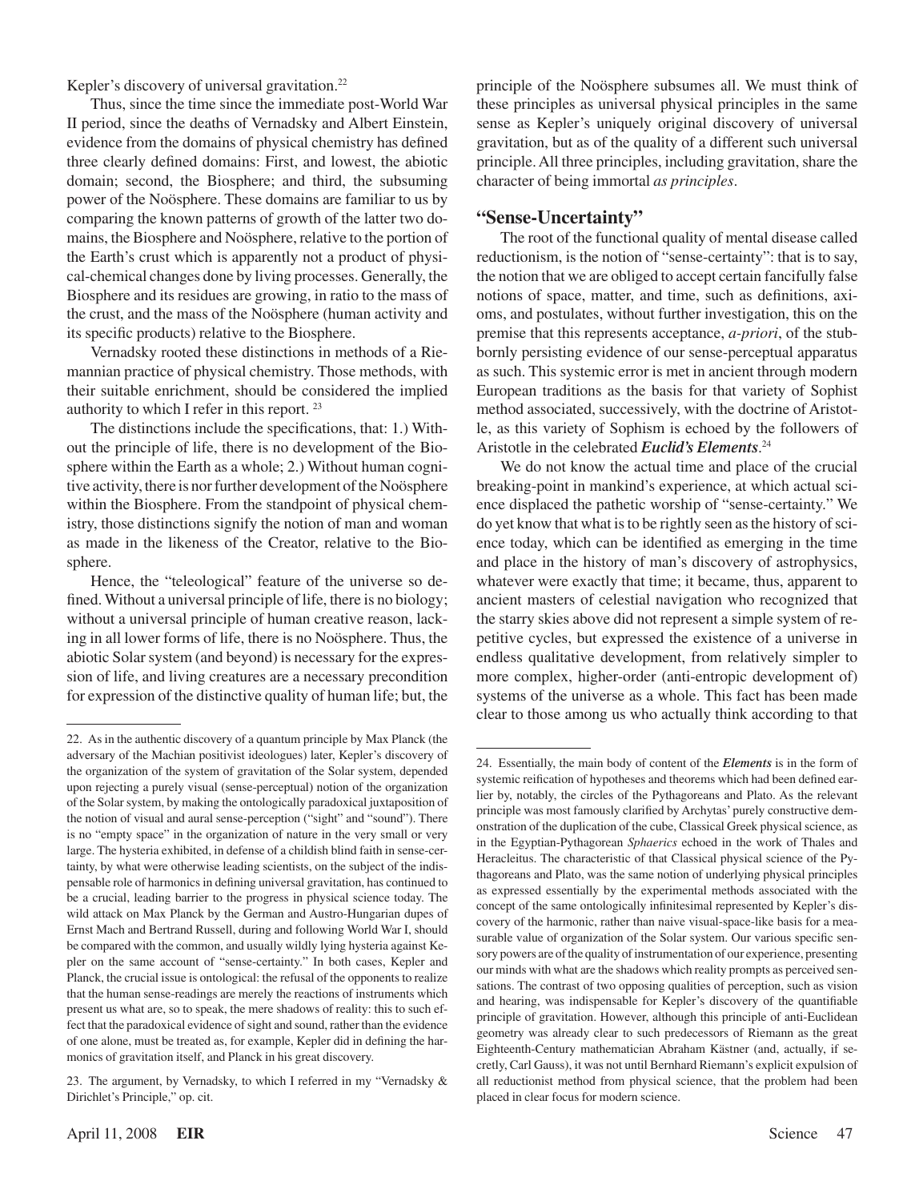Kepler's discovery of universal gravitation.[22]

Thus, since the time since the immediate post-World War II period, since the deaths of Vernadsky and Albert Einstein, evidence from the domains of physical chemistry has defined three clearly defined domains: First, and lowest, the abiotic domain; second, the Biosphere; and third, the subsuming power of the Noösphere. These domains are familiar to us by comparing the known patterns of growth of the latter two domains, the Biosphere and Noösphere, relative to the portion of the Earth's crust which is apparently not a product of physical-chemical changes done by living processes. Generally, the Biosphere and its residues are growing, in ratio to the mass of the crust, and the mass of the Noösphere (human activity and its specific products) relative to the Biosphere.

Vernadsky rooted these distinctions in methods of a Riemannian practice of physical chemistry. Those methods, with their suitable enrichment, should be considered the implied authority to which I refer in this report.[23]

The distinctions include the specifications, that: 1.) Without the principle of life, there is no development of the Biosphere within the Earth as a whole; 2.) Without human cognitive activity, there is nor further development of the Noösphere within the Biosphere. From the standpoint of physical chemistry, those distinctions signify the notion of man and woman as made in the likeness of the Creator, relative to the Biosphere.

Hence, the "teleological" feature of the universe so defined. Without a universal principle of life, there is no biology; without a universal principle of human creative reason, lacking in all lower forms of life, there is no Noösphere. Thus, the abiotic Solar system (and beyond) is necessary for the expression of life, and living creatures are a necessary precondition for expression of the distinctive quality of human life; but, the principle of the Noösphere subsumes all. We must think of these principles as universal physical principles in the same sense as Kepler's uniquely original discovery of universal gravitation, but as of the quality of a different such universal principle. All three principles, including gravitation, share the character of being immortal *as principles*.

## "Sense-Uncertainty"

The root of the functional quality of mental disease called reductionism, is the notion of "sense-certainty": that is to say, the notion that we are obliged to accept certain fancifully false notions of space, matter, and time, such as definitions, axioms, and postulates, without further investigation, this on the premise that this represents acceptance, *a-priori*, of the stubbornly persisting evidence of our sense-perceptual apparatus as such. This systemic error is met in ancient through modern European traditions as the basis for that variety of Sophist method associated, successively, with the doctrine of Aristotle, as this variety of Sophism is echoed by the followers of Aristotle in the celebrated ***Euclid's Elements***.[24]

We do not know the actual time and place of the crucial breaking-point in mankind's experience, at which actual science displaced the pathetic worship of "sense-certainty." We do yet know that what is to be rightly seen as the history of science today, which can be identified as emerging in the time and place in the history of man's discovery of astrophysics, whatever were exactly that time; it became, thus, apparent to ancient masters of celestial navigation who recognized that the starry skies above did not represent a simple system of repetitive cycles, but expressed the existence of a universe in endless qualitative development, from relatively simpler to more complex, higher-order (anti-entropic development of) systems of the universe as a whole. This fact has been made clear to those among us who actually think according to that

---

22. As in the authentic discovery of a quantum principle by Max Planck (the adversary of the Machian positivist ideologues) later, Kepler's discovery of the organization of the system of gravitation of the Solar system, depended upon rejecting a purely visual (sense-perceptual) notion of the organization of the Solar system, by making the ontologically paradoxical juxtaposition of the notion of visual and aural sense-perception ("sight" and "sound"). There is no "empty space" in the organization of nature in the very small or very large. The hysteria exhibited, in defense of a childish blind faith in sense-certainty, by what were otherwise leading scientists, on the subject of the indispensable role of harmonics in defining universal gravitation, has continued to be a crucial, leading barrier to the progress in physical science today. The wild attack on Max Planck by the German and Austro-Hungarian dupes of Ernst Mach and Bertrand Russell, during and following World War I, should be compared with the common, and usually wildly lying hysteria against Kepler on the same account of "sense-certainty." In both cases, Kepler and Planck, the crucial issue is ontological: the refusal of the opponents to realize that the human sense-readings are merely the reactions of instruments which present us what are, so to speak, the mere shadows of reality: this to such effect that the paradoxical evidence of sight and sound, rather than the evidence of one alone, must be treated as, for example, Kepler did in defining the harmonics of gravitation itself, and Planck in his great discovery.

23. The argument, by Vernadsky, to which I referred in my "Vernadsky & Dirichlet's Principle," op. cit.

24. Essentially, the main body of content of the ***Elements*** is in the form of systemic reification of hypotheses and theorems which had been defined earlier by, notably, the circles of the Pythagoreans and Plato. As the relevant principle was most famously clarified by Archytas' purely constructive demonstration of the duplication of the cube, Classical Greek physical science, as in the Egyptian-Pythagorean *Sphaerics* echoed in the work of Thales and Heracleitus. The characteristic of that Classical physical science of the Pythagoreans and Plato, was the same notion of underlying physical principles as expressed essentially by the experimental methods associated with the concept of the same ontologically infinitesimal represented by Kepler's discovery of the harmonic, rather than naive visual-space-like basis for a measurable value of organization of the Solar system. Our various specific sensory powers are of the quality of instrumentation of our experience, presenting our minds with what are the shadows which reality prompts as perceived sensations. The contrast of two opposing qualities of perception, such as vision and hearing, was indispensable for Kepler's discovery of the quantifiable principle of gravitation. However, although this principle of anti-Euclidean geometry was already clear to such predecessors of Riemann as the great Eighteenth-Century mathematician Abraham Kästner (and, actually, if secretly, Carl Gauss), it was not until Bernhard Riemann's explicit expulsion of all reductionist method from physical science, that the problem had been placed in clear focus for modern science.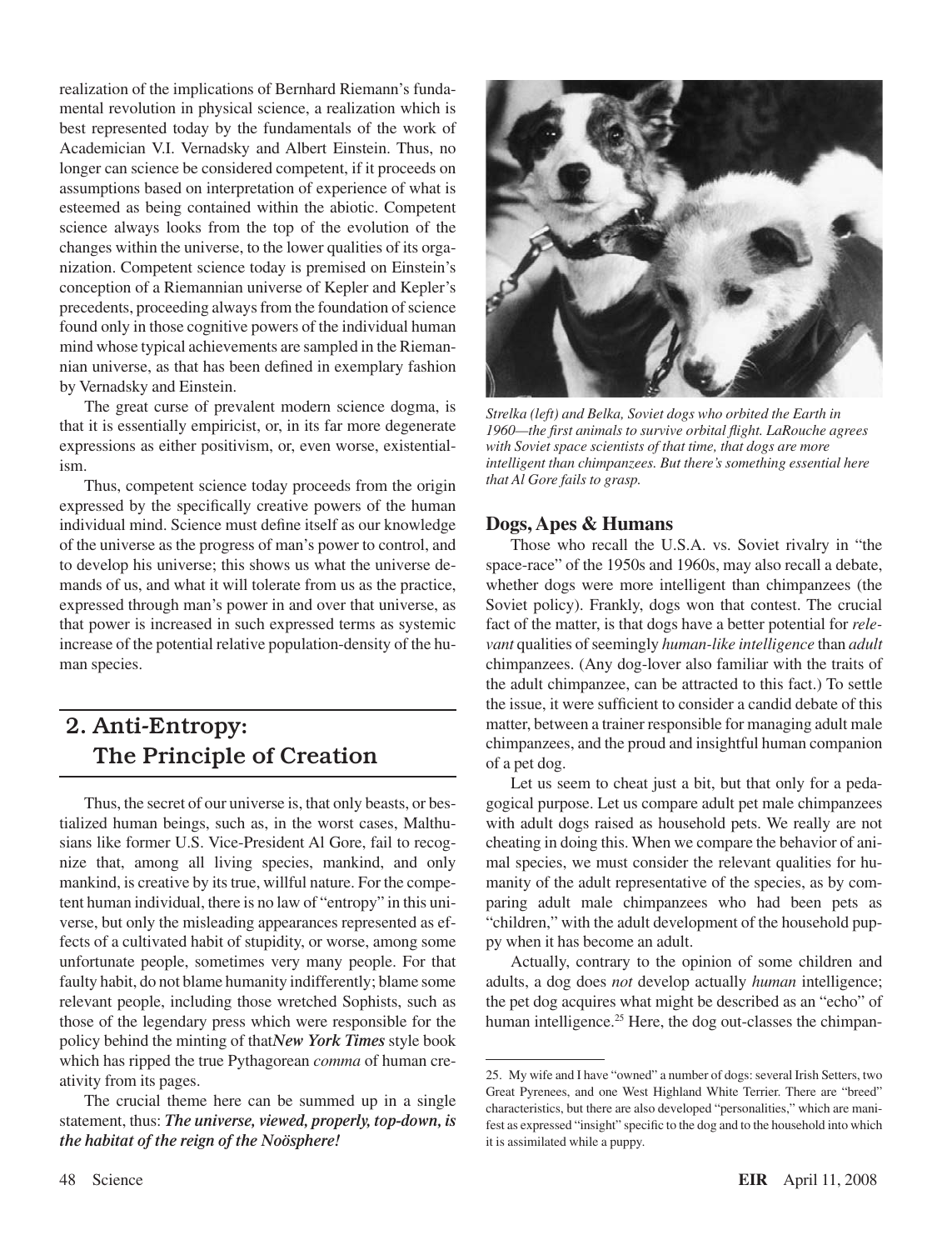realization of the implications of Bernhard Riemann's fundamental revolution in physical science, a realization which is best represented today by the fundamentals of the work of Academician V.I. Vernadsky and Albert Einstein. Thus, no longer can science be considered competent, if it proceeds on assumptions based on interpretation of experience of what is esteemed as being contained within the abiotic. Competent science always looks from the top of the evolution of the changes within the universe, to the lower qualities of its organization. Competent science today is premised on Einstein's conception of a Riemannian universe of Kepler and Kepler's precedents, proceeding always from the foundation of science found only in those cognitive powers of the individual human mind whose typical achievements are sampled in the Riemannian universe, as that has been defined in exemplary fashion by Vernadsky and Einstein.

The great curse of prevalent modern science dogma, is that it is essentially empiricist, or, in its far more degenerate expressions as either positivism, or, even worse, existentialism.

Thus, competent science today proceeds from the origin expressed by the specifically creative powers of the human individual mind. Science must define itself as our knowledge of the universe as the progress of man's power to control, and to develop his universe; this shows us what the universe demands of us, and what it will tolerate from us as the practice, expressed through man's power in and over that universe, as that power is increased in such expressed terms as systemic increase of the potential relative population-density of the human species.

## 2. Anti-Entropy: The Principle of Creation

Thus, the secret of our universe is, that only beasts, or bestialized human beings, such as, in the worst cases, Malthusians like former U.S. Vice-President Al Gore, fail to recognize that, among all living species, mankind, and only mankind, is creative by its true, willful nature. For the competent human individual, there is no law of "entropy" in this universe, but only the misleading appearances represented as effects of a cultivated habit of stupidity, or worse, among some unfortunate people, sometimes very many people. For that faulty habit, do not blame humanity indifferently; blame some relevant people, including those wretched Sophists, such as those of the legendary press which were responsible for the policy behind the minting of that ***New York Times*** style book which has ripped the true Pythagorean *comma* of human creativity from its pages.

The crucial theme here can be summed up in a single statement, thus: ***The universe, viewed, properly, top-down, is the habitat of the reign of the Noösphere!***

*Strelka (left) and Belka, Soviet dogs who orbited the Earth in 1960—the first animals to survive orbital flight. LaRouche agrees with Soviet space scientists of that time, that dogs are more intelligent than chimpanzees. But there's something essential here that Al Gore fails to grasp.*

### Dogs, Apes & Humans

Those who recall the U.S.A. vs. Soviet rivalry in "the space-race" of the 1950s and 1960s, may also recall a debate, whether dogs were more intelligent than chimpanzees (the Soviet policy). Frankly, dogs won that contest. The crucial fact of the matter, is that dogs have a better potential for *relevant* qualities of seemingly *human-like intelligence* than *adult* chimpanzees. (Any dog-lover also familiar with the traits of the adult chimpanzee, can be attracted to this fact.) To settle the issue, it were sufficient to consider a candid debate of this matter, between a trainer responsible for managing adult male chimpanzees, and the proud and insightful human companion of a pet dog.

Let us seem to cheat just a bit, but that only for a pedagogical purpose. Let us compare adult pet male chimpanzees with adult dogs raised as household pets. We really are not cheating in doing this. When we compare the behavior of animal species, we must consider the relevant qualities for humanity of the adult representative of the species, as by comparing adult male chimpanzees who had been pets as "children," with the adult development of the household puppy when it has become an adult.

Actually, contrary to the opinion of some children and adults, a dog does *not* develop actually *human* intelligence; the pet dog acquires what might be described as an "echo" of human intelligence.[25] Here, the dog out-classes the chimpan-

---

25. My wife and I have "owned" a number of dogs: several Irish Setters, two Great Pyrenees, and one West Highland White Terrier. There are "breed" characteristics, but there are also developed "personalities," which are manifest as expressed "insight" specific to the dog and to the household into which it is assimilated while a puppy.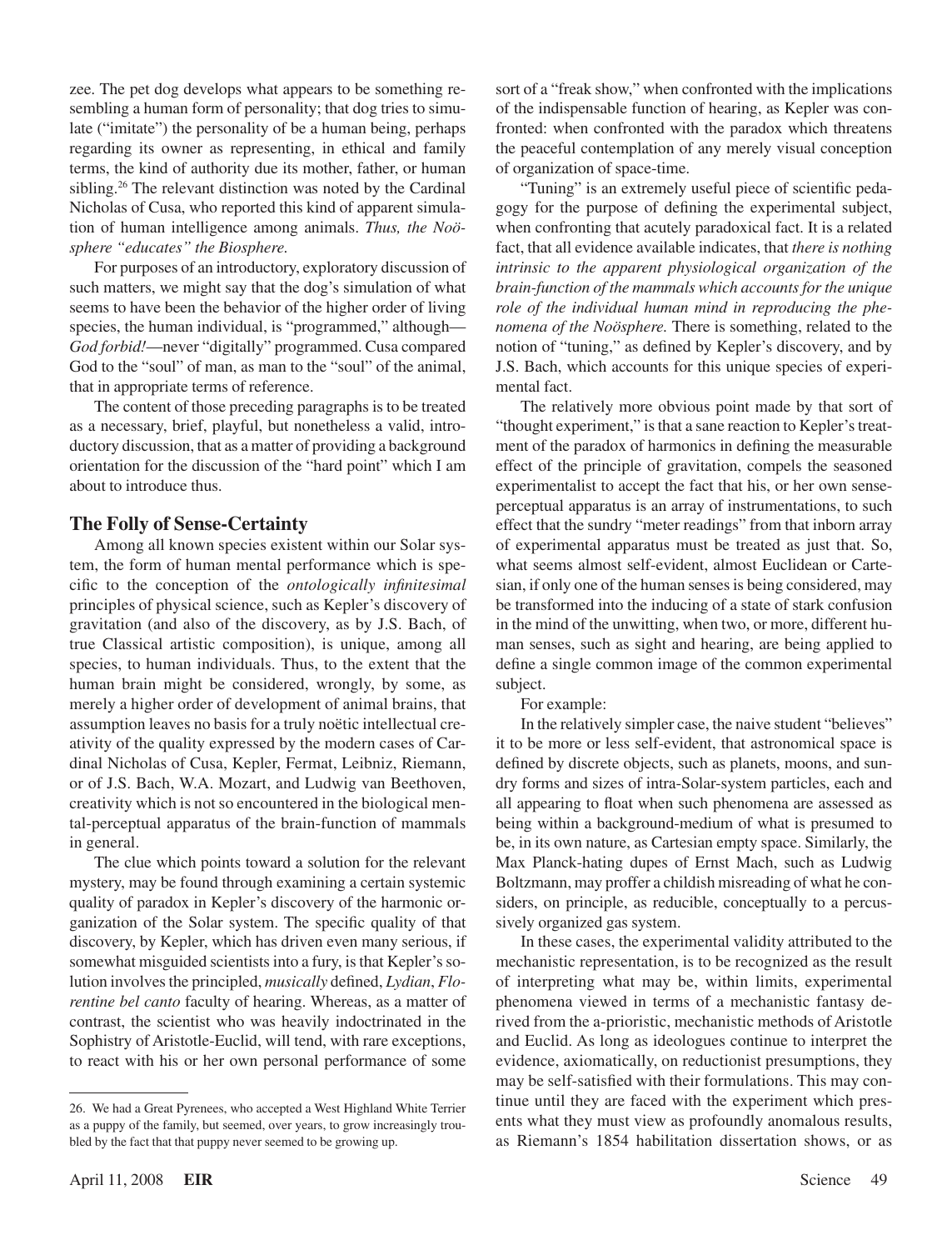zee. The pet dog develops what appears to be something resembling a human form of personality; that dog tries to simulate ("imitate") the personality of be a human being, perhaps regarding its owner as representing, in ethical and family terms, the kind of authority due its mother, father, or human sibling.[26] The relevant distinction was noted by the Cardinal Nicholas of Cusa, who reported this kind of apparent simulation of human intelligence among animals. *Thus, the Noösphere "educates" the Biosphere.*

For purposes of an introductory, exploratory discussion of such matters, we might say that the dog's simulation of what seems to have been the behavior of the higher order of living species, the human individual, is "programmed," although—*God forbid!*—never "digitally" programmed. Cusa compared God to the "soul" of man, as man to the "soul" of the animal, that in appropriate terms of reference.

The content of those preceding paragraphs is to be treated as a necessary, brief, playful, but nonetheless a valid, introductory discussion, that as a matter of providing a background orientation for the discussion of the "hard point" which I am about to introduce thus.

## The Folly of Sense-Certainty

Among all known species existent within our Solar system, the form of human mental performance which is specific to the conception of the *ontologically infinitesimal* principles of physical science, such as Kepler's discovery of gravitation (and also of the discovery, as by J.S. Bach, of true Classical artistic composition), is unique, among all species, to human individuals. Thus, to the extent that the human brain might be considered, wrongly, by some, as merely a higher order of development of animal brains, that assumption leaves no basis for a truly noëtic intellectual creativity of the quality expressed by the modern cases of Cardinal Nicholas of Cusa, Kepler, Fermat, Leibniz, Riemann, or of J.S. Bach, W.A. Mozart, and Ludwig van Beethoven, creativity which is not so encountered in the biological mental-perceptual apparatus of the brain-function of mammals in general.

The clue which points toward a solution for the relevant mystery, may be found through examining a certain systemic quality of paradox in Kepler's discovery of the harmonic organization of the Solar system. The specific quality of that discovery, by Kepler, which has driven even many serious, if somewhat misguided scientists into a fury, is that Kepler's solution involves the principled, *musically* defined, *Lydian*, *Florentine bel canto* faculty of hearing. Whereas, as a matter of contrast, the scientist who was heavily indoctrinated in the Sophistry of Aristotle-Euclid, will tend, with rare exceptions, to react with his or her own personal performance of some sort of a "freak show," when confronted with the implications of the indispensable function of hearing, as Kepler was confronted: when confronted with the paradox which threatens the peaceful contemplation of any merely visual conception of organization of space-time.

"Tuning" is an extremely useful piece of scientific pedagogy for the purpose of defining the experimental subject, when confronting that acutely paradoxical fact. It is a related fact, that all evidence available indicates, that *there is nothing intrinsic to the apparent physiological organization of the brain-function of the mammals which accounts for the unique role of the individual human mind in reproducing the phenomena of the Noösphere.* There is something, related to the notion of "tuning," as defined by Kepler's discovery, and by J.S. Bach, which accounts for this unique species of experimental fact.

The relatively more obvious point made by that sort of "thought experiment," is that a sane reaction to Kepler's treatment of the paradox of harmonics in defining the measurable effect of the principle of gravitation, compels the seasoned experimentalist to accept the fact that his, or her own sense-perceptual apparatus is an array of instrumentations, to such effect that the sundry "meter readings" from that inborn array of experimental apparatus must be treated as just that. So, what seems almost self-evident, almost Euclidean or Cartesian, if only one of the human senses is being considered, may be transformed into the inducing of a state of stark confusion in the mind of the unwitting, when two, or more, different human senses, such as sight and hearing, are being applied to define a single common image of the common experimental subject.

For example:

In the relatively simpler case, the naive student "believes" it to be more or less self-evident, that astronomical space is defined by discrete objects, such as planets, moons, and sundry forms and sizes of intra-Solar-system particles, each and all appearing to float when such phenomena are assessed as being within a background-medium of what is presumed to be, in its own nature, as Cartesian empty space. Similarly, the Max Planck-hating dupes of Ernst Mach, such as Ludwig Boltzmann, may proffer a childish misreading of what he considers, on principle, as reducible, conceptually to a percussively organized gas system.

In these cases, the experimental validity attributed to the mechanistic representation, is to be recognized as the result of interpreting what may be, within limits, experimental phenomena viewed in terms of a mechanistic fantasy derived from the a-prioristic, mechanistic methods of Aristotle and Euclid. As long as ideologues continue to interpret the evidence, axiomatically, on reductionist presumptions, they may be self-satisfied with their formulations. This may continue until they are faced with the experiment which presents what they must view as profoundly anomalous results, as Riemann's 1854 habilitation dissertation shows, or as

26. We had a Great Pyrenees, who accepted a West Highland White Terrier as a puppy of the family, but seemed, over years, to grow increasingly troubled by the fact that that puppy never seemed to be growing up.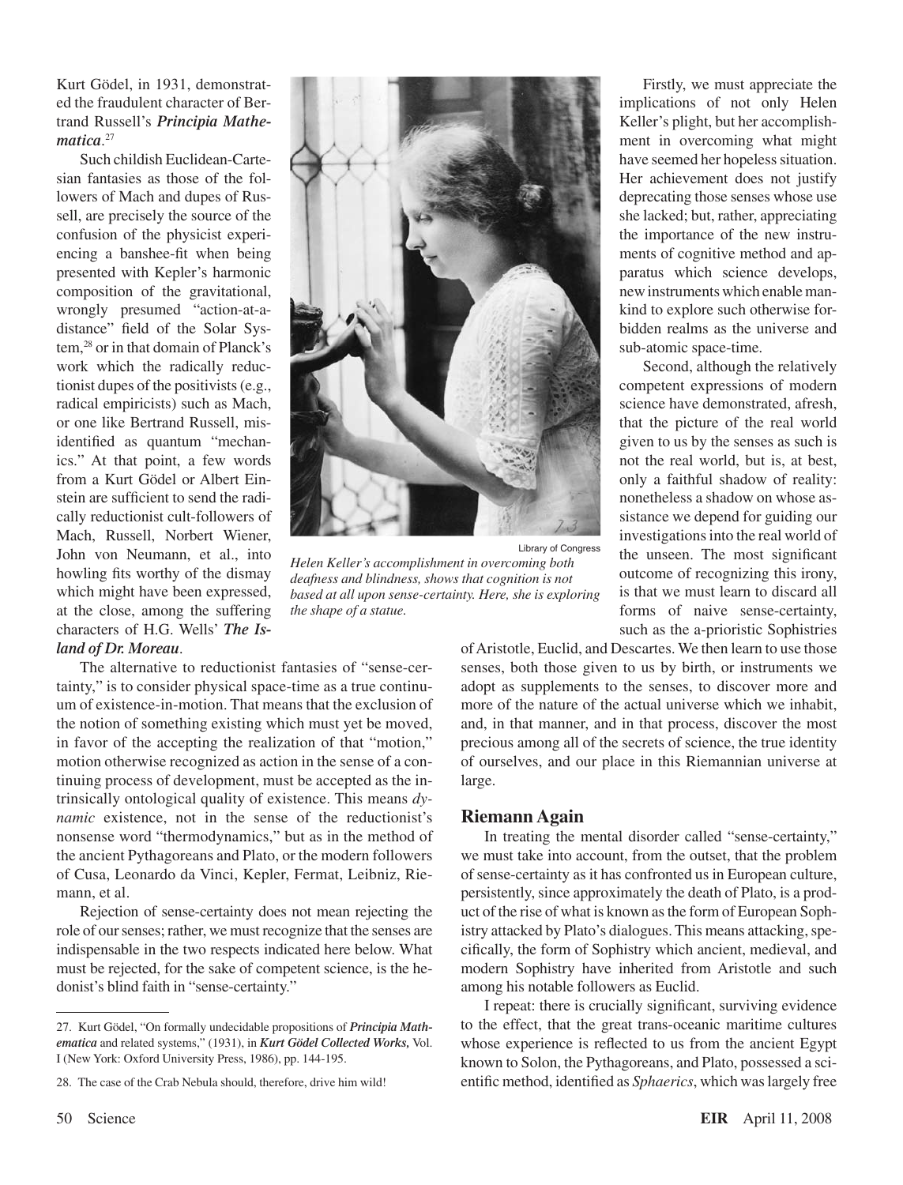Kurt Gödel, in 1931, demonstrated the fraudulent character of Bertrand Russell's ***Principia Mathematica***.[27]

Such childish Euclidean-Cartesian fantasies as those of the followers of Mach and dupes of Russell, are precisely the source of the confusion of the physicist experiencing a banshee-fit when being presented with Kepler's harmonic composition of the gravitational, wrongly presumed "action-at-a-distance" field of the Solar System,[28] or in that domain of Planck's work which the radically reductionist dupes of the positivists (e.g., radical empiricists) such as Mach, or one like Bertrand Russell, misidentified as quantum "mechanics." At that point, a few words from a Kurt Gödel or Albert Einstein are sufficient to send the radically reductionist cult-followers of Mach, Russell, Norbert Wiener, John von Neumann, et al., into howling fits worthy of the dismay which might have been expressed, at the close, among the suffering characters of H.G. Wells' ***The Island of Dr. Moreau***.

Library of Congress

*Helen Keller's accomplishment in overcoming both deafness and blindness, shows that cognition is not based at all upon sense-certainty. Here, she is exploring the shape of a statue.*

The alternative to reductionist fantasies of "sense-certainty," is to consider physical space-time as a true continuum of existence-in-motion. That means that the exclusion of the notion of something existing which must yet be moved, in favor of the accepting the realization of that "motion," motion otherwise recognized as action in the sense of a continuing process of development, must be accepted as the intrinsically ontological quality of existence. This means *dynamic* existence, not in the sense of the reductionist's nonsense word "thermodynamics," but as in the method of the ancient Pythagoreans and Plato, or the modern followers of Cusa, Leonardo da Vinci, Kepler, Fermat, Leibniz, Riemann, et al.

Rejection of sense-certainty does not mean rejecting the role of our senses; rather, we must recognize that the senses are indispensable in the two respects indicated here below. What must be rejected, for the sake of competent science, is the hedonist's blind faith in "sense-certainty."

Firstly, we must appreciate the implications of not only Helen Keller's plight, but her accomplishment in overcoming what might have seemed her hopeless situation. Her achievement does not justify deprecating those senses whose use she lacked; but, rather, appreciating the importance of the new instruments of cognitive method and apparatus which science develops, new instruments which enable mankind to explore such otherwise forbidden realms as the universe and sub-atomic space-time.

Second, although the relatively competent expressions of modern science have demonstrated, afresh, that the picture of the real world given to us by the senses as such is not the real world, but is, at best, only a faithful shadow of reality: nonetheless a shadow on whose assistance we depend for guiding our investigations into the real world of the unseen. The most significant outcome of recognizing this irony, is that we must learn to discard all forms of naive sense-certainty, such as the a-prioristic Sophistries of Aristotle, Euclid, and Descartes. We then learn to use those senses, both those given to us by birth, or instruments we adopt as supplements to the senses, to discover more and more of the nature of the actual universe which we inhabit, and, in that manner, and in that process, discover the most precious among all of the secrets of science, the true identity of ourselves, and our place in this Riemannian universe at large.

## Riemann Again

In treating the mental disorder called "sense-certainty," we must take into account, from the outset, that the problem of sense-certainty as it has confronted us in European culture, persistently, since approximately the death of Plato, is a product of the rise of what is known as the form of European Sophistry attacked by Plato's dialogues. This means attacking, specifically, the form of Sophistry which ancient, medieval, and modern Sophistry have inherited from Aristotle and such among his notable followers as Euclid.

I repeat: there is crucially significant, surviving evidence to the effect, that the great trans-oceanic maritime cultures whose experience is reflected to us from the ancient Egypt known to Solon, the Pythagoreans, and Plato, possessed a scientific method, identified as *Sphaerics*, which was largely free

---

27. Kurt Gödel, "On formally undecidable propositions of ***Principia Mathematica*** and related systems," (1931), in ***Kurt Gödel Collected Works,*** Vol. I (New York: Oxford University Press, 1986), pp. 144-195.

28. The case of the Crab Nebula should, therefore, drive him wild!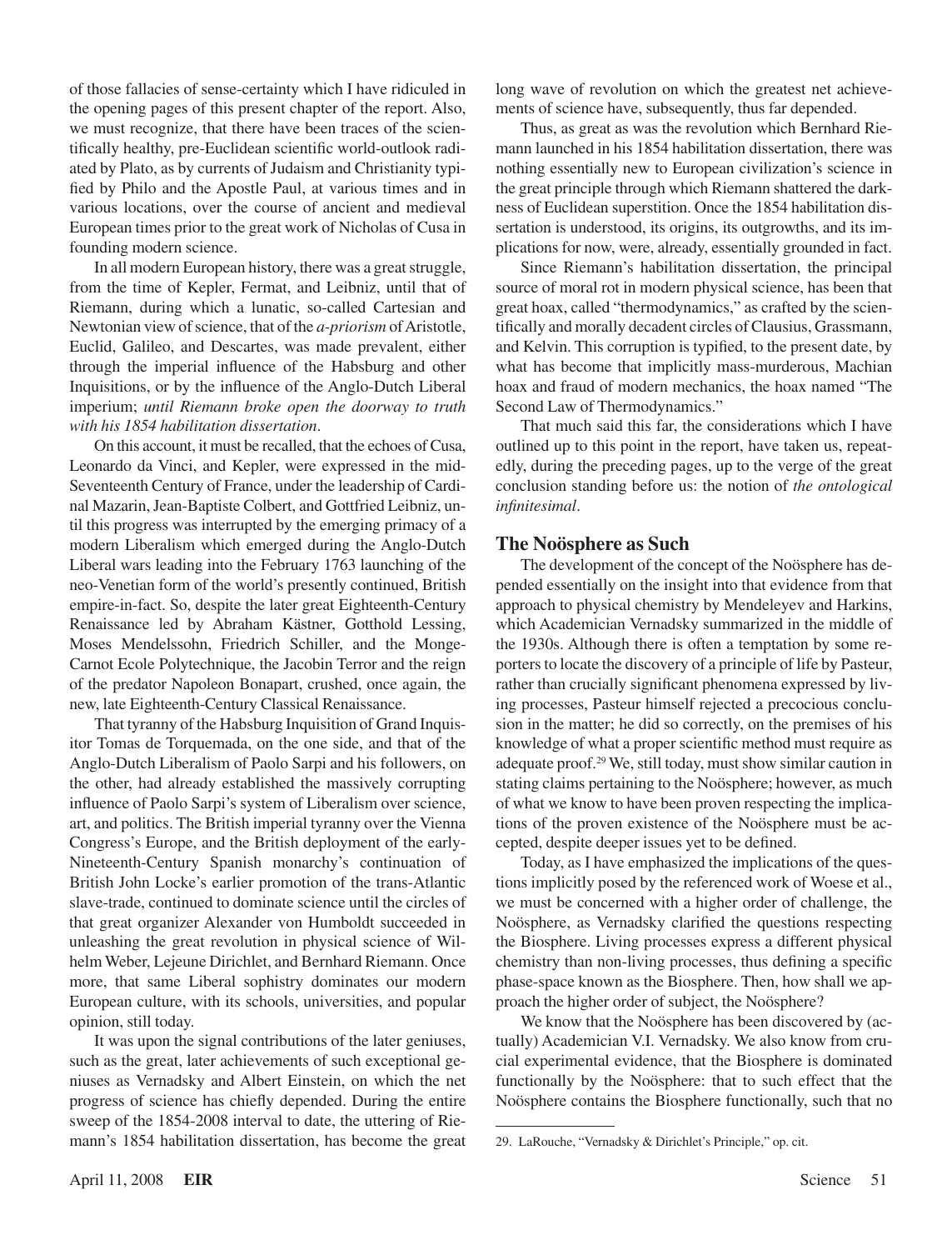of those fallacies of sense-certainty which I have ridiculed in the opening pages of this present chapter of the report. Also, we must recognize, that there have been traces of the scientifically healthy, pre-Euclidean scientific world-outlook radiated by Plato, as by currents of Judaism and Christianity typified by Philo and the Apostle Paul, at various times and in various locations, over the course of ancient and medieval European times prior to the great work of Nicholas of Cusa in founding modern science.

In all modern European history, there was a great struggle, from the time of Kepler, Fermat, and Leibniz, until that of Riemann, during which a lunatic, so-called Cartesian and Newtonian view of science, that of the *a-priorism* of Aristotle, Euclid, Galileo, and Descartes, was made prevalent, either through the imperial influence of the Habsburg and other Inquisitions, or by the influence of the Anglo-Dutch Liberal imperium; *until Riemann broke open the doorway to truth with his 1854 habilitation dissertation*.

On this account, it must be recalled, that the echoes of Cusa, Leonardo da Vinci, and Kepler, were expressed in the mid-Seventeenth Century of France, under the leadership of Cardinal Mazarin, Jean-Baptiste Colbert, and Gottfried Leibniz, until this progress was interrupted by the emerging primacy of a modern Liberalism which emerged during the Anglo-Dutch Liberal wars leading into the February 1763 launching of the neo-Venetian form of the world's presently continued, British empire-in-fact. So, despite the later great Eighteenth-Century Renaissance led by Abraham Kästner, Gotthold Lessing, Moses Mendelssohn, Friedrich Schiller, and the Monge-Carnot Ecole Polytechnique, the Jacobin Terror and the reign of the predator Napoleon Bonapart, crushed, once again, the new, late Eighteenth-Century Classical Renaissance.

That tyranny of the Habsburg Inquisition of Grand Inquisitor Tomas de Torquemada, on the one side, and that of the Anglo-Dutch Liberalism of Paolo Sarpi and his followers, on the other, had already established the massively corrupting influence of Paolo Sarpi's system of Liberalism over science, art, and politics. The British imperial tyranny over the Vienna Congress's Europe, and the British deployment of the early-Nineteenth-Century Spanish monarchy's continuation of British John Locke's earlier promotion of the trans-Atlantic slave-trade, continued to dominate science until the circles of that great organizer Alexander von Humboldt succeeded in unleashing the great revolution in physical science of Wilhelm Weber, Lejeune Dirichlet, and Bernhard Riemann. Once more, that same Liberal sophistry dominates our modern European culture, with its schools, universities, and popular opinion, still today.

It was upon the signal contributions of the later geniuses, such as the great, later achievements of such exceptional geniuses as Vernadsky and Albert Einstein, on which the net progress of science has chiefly depended. During the entire sweep of the 1854-2008 interval to date, the uttering of Riemann's 1854 habilitation dissertation, has become the great long wave of revolution on which the greatest net achievements of science have, subsequently, thus far depended.

Thus, as great as was the revolution which Bernhard Riemann launched in his 1854 habilitation dissertation, there was nothing essentially new to European civilization's science in the great principle through which Riemann shattered the darkness of Euclidean superstition. Once the 1854 habilitation dissertation is understood, its origins, its outgrowths, and its implications for now, were, already, essentially grounded in fact.

Since Riemann's habilitation dissertation, the principal source of moral rot in modern physical science, has been that great hoax, called "thermodynamics," as crafted by the scientifically and morally decadent circles of Clausius, Grassmann, and Kelvin. This corruption is typified, to the present date, by what has become that implicitly mass-murderous, Machian hoax and fraud of modern mechanics, the hoax named "The Second Law of Thermodynamics."

That much said this far, the considerations which I have outlined up to this point in the report, have taken us, repeatedly, during the preceding pages, up to the verge of the great conclusion standing before us: the notion of *the ontological infinitesimal*.

## The Noösphere as Such

The development of the concept of the Noösphere has depended essentially on the insight into that evidence from that approach to physical chemistry by Mendeleyev and Harkins, which Academician Vernadsky summarized in the middle of the 1930s. Although there is often a temptation by some reporters to locate the discovery of a principle of life by Pasteur, rather than crucially significant phenomena expressed by living processes, Pasteur himself rejected a precocious conclusion in the matter; he did so correctly, on the premises of his knowledge of what a proper scientific method must require as adequate proof.[29] We, still today, must show similar caution in stating claims pertaining to the Noösphere; however, as much of what we know to have been proven respecting the implications of the proven existence of the Noösphere must be accepted, despite deeper issues yet to be defined.

Today, as I have emphasized the implications of the questions implicitly posed by the referenced work of Woese et al., we must be concerned with a higher order of challenge, the Noösphere, as Vernadsky clarified the questions respecting the Biosphere. Living processes express a different physical chemistry than non-living processes, thus defining a specific phase-space known as the Biosphere. Then, how shall we approach the higher order of subject, the Noösphere?

We know that the Noösphere has been discovered by (actually) Academician V.I. Vernadsky. We also know from crucial experimental evidence, that the Biosphere is dominated functionally by the Noösphere: that to such effect that the Noösphere contains the Biosphere functionally, such that no

29. LaRouche, "Vernadsky & Dirichlet's Principle," op. cit.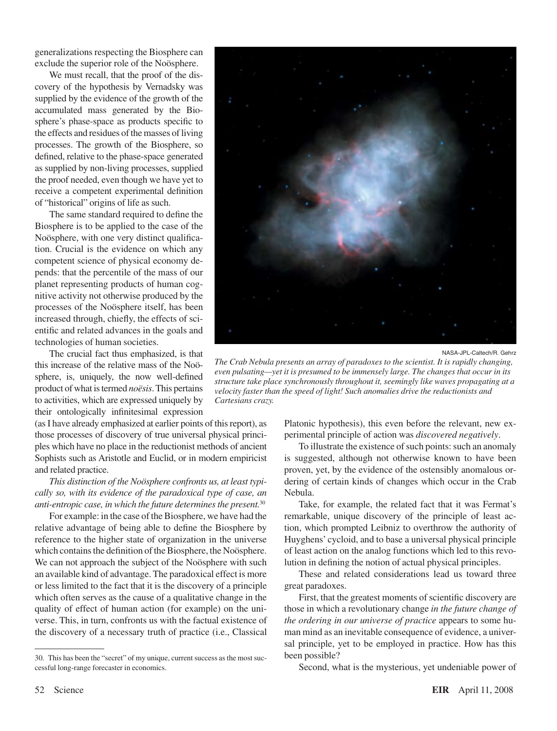generalizations respecting the Biosphere can exclude the superior role of the Noösphere.

We must recall, that the proof of the discovery of the hypothesis by Vernadsky was supplied by the evidence of the growth of the accumulated mass generated by the Biosphere's phase-space as products specific to the effects and residues of the masses of living processes. The growth of the Biosphere, so defined, relative to the phase-space generated as supplied by non-living processes, supplied the proof needed, even though we have yet to receive a competent experimental definition of "historical" origins of life as such.

The same standard required to define the Biosphere is to be applied to the case of the Noösphere, with one very distinct qualification. Crucial is the evidence on which any competent science of physical economy depends: that the percentile of the mass of our planet representing products of human cognitive activity not otherwise produced by the processes of the Noösphere itself, has been increased through, chiefly, the effects of scientific and related advances in the goals and technologies of human societies.

The crucial fact thus emphasized, is that this increase of the relative mass of the Noösphere, is, uniquely, the now well-defined product of what is termed *noësis*. This pertains to activities, which are expressed uniquely by their ontologically infinitesimal expression (as I have already emphasized at earlier points of this report), as those processes of discovery of true universal physical principles which have no place in the reductionist methods of ancient Sophists such as Aristotle and Euclid, or in modern empiricist and related practice.

*This distinction of the Noösphere confronts us, at least typically so, with its evidence of the paradoxical type of case, an anti-entropic case, in which the future determines the present.*[30]

For example: in the case of the Biosphere, we have had the relative advantage of being able to define the Biosphere by reference to the higher state of organization in the universe which contains the definition of the Biosphere, the Noösphere. We can not approach the subject of the Noösphere with such an available kind of advantage. The paradoxical effect is more or less limited to the fact that it is the discovery of a principle which often serves as the cause of a qualitative change in the quality of effect of human action (for example) on the universe. This, in turn, confronts us with the factual existence of the discovery of a necessary truth of practice (i.e., Classical Platonic hypothesis), this even before the relevant, new experimental principle of action was *discovered negatively*.

NASA-JPL-Caltech/R. Gehrz

*The Crab Nebula presents an array of paradoxes to the scientist. It is rapidly changing, even pulsating—yet it is presumed to be immensely large. The changes that occur in its structure take place synchronously throughout it, seemingly like waves propagating at a velocity faster than the speed of light! Such anomalies drive the reductionists and Cartesians crazy.*

To illustrate the existence of such points: such an anomaly is suggested, although not otherwise known to have been proven, yet, by the evidence of the ostensibly anomalous ordering of certain kinds of changes which occur in the Crab Nebula.

Take, for example, the related fact that it was Fermat's remarkable, unique discovery of the principle of least action, which prompted Leibniz to overthrow the authority of Huyghens' cycloid, and to base a universal physical principle of least action on the analog functions which led to this revolution in defining the notion of actual physical principles.

These and related considerations lead us toward three great paradoxes.

First, that the greatest moments of scientific discovery are those in which a revolutionary change *in the future change of the ordering in our universe of practice* appears to some human mind as an inevitable consequence of evidence, a universal principle, yet to be employed in practice. How has this been possible?

Second, what is the mysterious, yet undeniable power of

30. This has been the "secret" of my unique, current success as the most successful long-range forecaster in economics.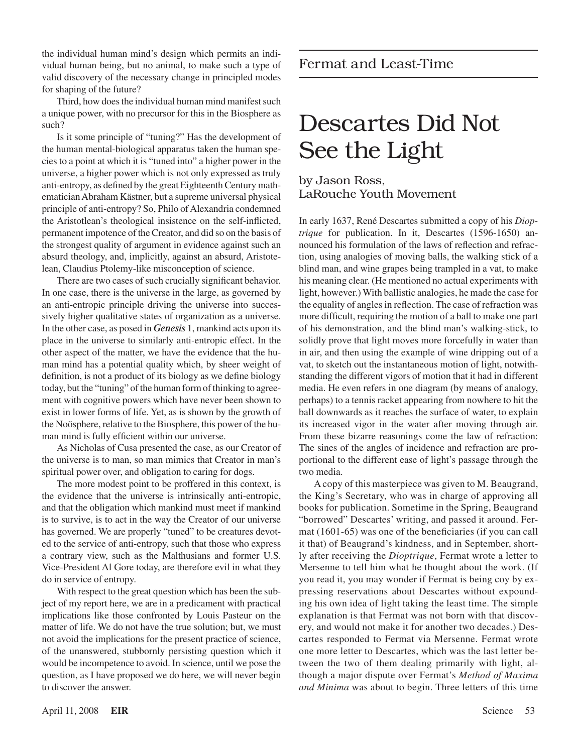the individual human mind's design which permits an individual human being, but no animal, to make such a type of valid discovery of the necessary change in principled modes for shaping of the future?

Third, how does the individual human mind manifest such a unique power, with no precursor for this in the Biosphere as such?

Is it some principle of "tuning?" Has the development of the human mental-biological apparatus taken the human species to a point at which it is "tuned into" a higher power in the universe, a higher power which is not only expressed as truly anti-entropy, as defined by the great Eighteenth Century mathematician Abraham Kästner, but a supreme universal physical principle of anti-entropy? So, Philo of Alexandria condemned the Aristotlean's theological insistence on the self-inflicted, permanent impotence of the Creator, and did so on the basis of the strongest quality of argument in evidence against such an absurd theology, and, implicitly, against an absurd, Aristotelean, Claudius Ptolemy-like misconception of science.

There are two cases of such crucially significant behavior. In one case, there is the universe in the large, as governed by an anti-entropic principle driving the universe into successively higher qualitative states of organization as a universe. In the other case, as posed in ***Genesis*** 1, mankind acts upon its place in the universe to similarly anti-entropic effect. In the other aspect of the matter, we have the evidence that the human mind has a potential quality which, by sheer weight of definition, is not a product of its biology as we define biology today, but the "tuning" of the human form of thinking to agreement with cognitive powers which have never been shown to exist in lower forms of life. Yet, as is shown by the growth of the Noösphere, relative to the Biosphere, this power of the human mind is fully efficient within our universe.

As Nicholas of Cusa presented the case, as our Creator of the universe is to man, so man mimics that Creator in man's spiritual power over, and obligation to caring for dogs.

The more modest point to be proffered in this context, is the evidence that the universe is intrinsically anti-entropic, and that the obligation which mankind must meet if mankind is to survive, is to act in the way the Creator of our universe has governed. We are properly "tuned" to be creatures devoted to the service of anti-entropy, such that those who express a contrary view, such as the Malthusians and former U.S. Vice-President Al Gore today, are therefore evil in what they do in service of entropy.

With respect to the great question which has been the subject of my report here, we are in a predicament with practical implications like those confronted by Louis Pasteur on the matter of life. We do not have the true solution; but, we must not avoid the implications for the present practice of science, of the unanswered, stubbornly persisting question which it would be incompetence to avoid. In science, until we pose the question, as I have proposed we do here, we will never begin to discover the answer.

## Fermat and Least-Time

# Descartes Did Not See the Light

### by Jason Ross, LaRouche Youth Movement

In early 1637, René Descartes submitted a copy of his *Dioptrique* for publication. In it, Descartes (1596-1650) announced his formulation of the laws of reflection and refraction, using analogies of moving balls, the walking stick of a blind man, and wine grapes being trampled in a vat, to make his meaning clear. (He mentioned no actual experiments with light, however.) With ballistic analogies, he made the case for the equality of angles in reflection. The case of refraction was more difficult, requiring the motion of a ball to make one part of his demonstration, and the blind man's walking-stick, to solidly prove that light moves more forcefully in water than in air, and then using the example of wine dripping out of a vat, to sketch out the instantaneous motion of light, notwithstanding the different vigors of motion that it had in different media. He even refers in one diagram (by means of analogy, perhaps) to a tennis racket appearing from nowhere to hit the ball downwards as it reaches the surface of water, to explain its increased vigor in the water after moving through air. From these bizarre reasonings come the law of refraction: The sines of the angles of incidence and refraction are proportional to the different ease of light's passage through the two media.

A copy of this masterpiece was given to M. Beaugrand, the King's Secretary, who was in charge of approving all books for publication. Sometime in the Spring, Beaugrand "borrowed" Descartes' writing, and passed it around. Fermat (1601-65) was one of the beneficiaries (if you can call it that) of Beaugrand's kindness, and in September, shortly after receiving the *Dioptrique*, Fermat wrote a letter to Mersenne to tell him what he thought about the work. (If you read it, you may wonder if Fermat is being coy by expressing reservations about Descartes without expounding his own idea of light taking the least time. The simple explanation is that Fermat was not born with that discovery, and would not make it for another two decades.) Descartes responded to Fermat via Mersenne. Fermat wrote one more letter to Descartes, which was the last letter between the two of them dealing primarily with light, although a major dispute over Fermat's *Method of Maxima and Minima* was about to begin. Three letters of this time